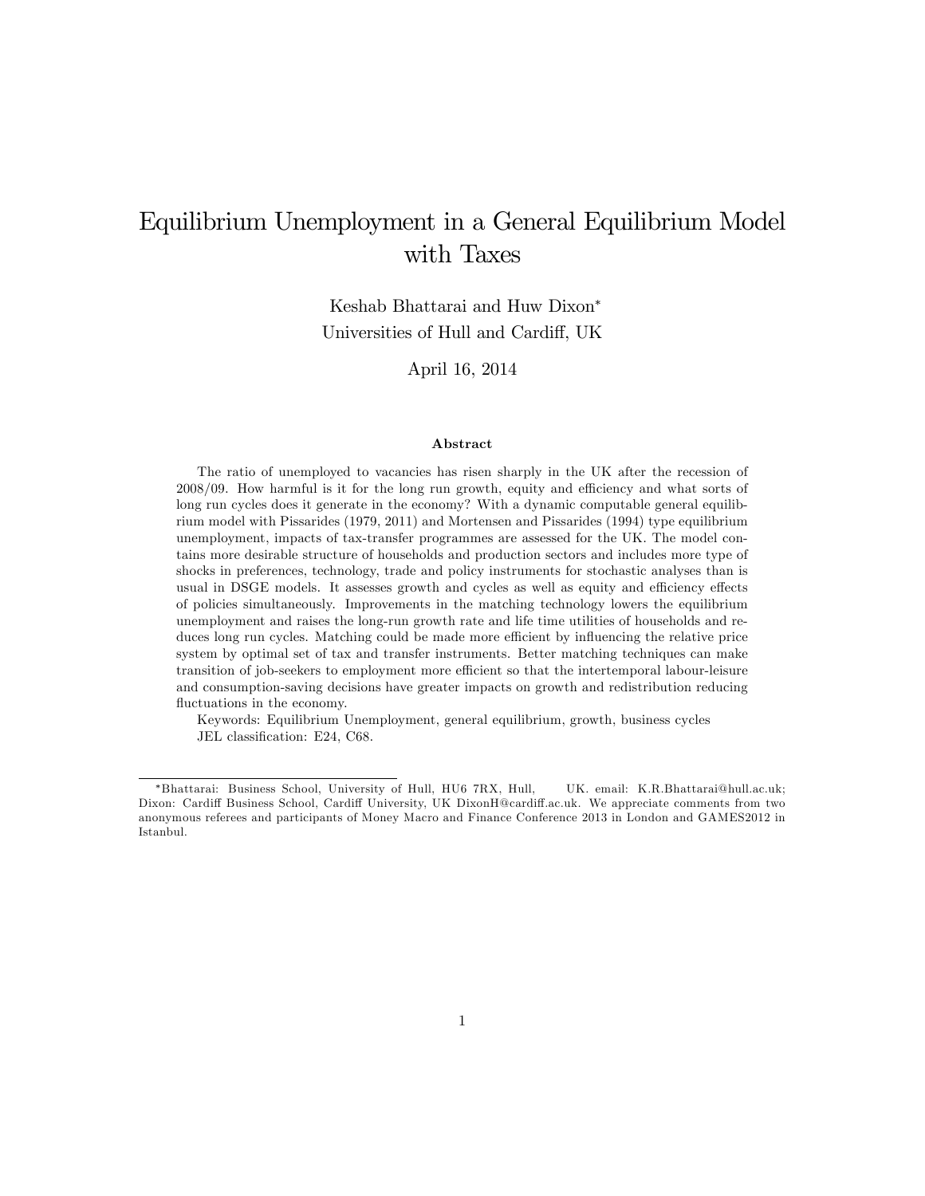# Equilibrium Unemployment in a General Equilibrium Model with Taxes

Keshab Bhattarai and Huw Dixon*

Universities of Hull and Cardiff, UK

April 16, 2014

### Abstract

The ratio of unemployed to vacancies has risen sharply in the UK after the recession of 2008/09. How harmful is it for the long run growth, equity and efficiency and what sorts of long run cycles does it generate in the economy? With a dynamic computable general equilibrium model with Pissarides (1979, 2011) and Mortensen and Pissarides (1994) type equilibrium unemployment, impacts of tax-transfer programmes are assessed for the UK. The model contains more desirable structure of households and production sectors and includes more type of shocks in preferences, technology, trade and policy instruments for stochastic analyses than is usual in DSGE models. It assesses growth and cycles as well as equity and efficiency effects of policies simultaneously. Improvements in the matching technology lowers the equilibrium unemployment and raises the long-run growth rate and life time utilities of households and reduces long run cycles. Matching could be made more efficient by influencing the relative price system by optimal set of tax and transfer instruments. Better matching techniques can make transition of job-seekers to employment more efficient so that the intertemporal labour-leisure and consumption-saving decisions have greater impacts on growth and redistribution reducing fluctuations in the economy.

Keywords: Equilibrium Unemployment, general equilibrium, growth, business cycles

JEL classification: E24, C68.

---

*Bhattarai: Business School, University of Hull, HU6 7RX, Hull, UK. email: K.R.Bhattarai@hull.ac.uk; Dixon: Cardiff Business School, Cardiff University, UK DixonH@cardiff.ac.uk. We appreciate comments from two anonymous referees and participants of Money Macro and Finance Conference 2013 in London and GAMES2012 in Istanbul.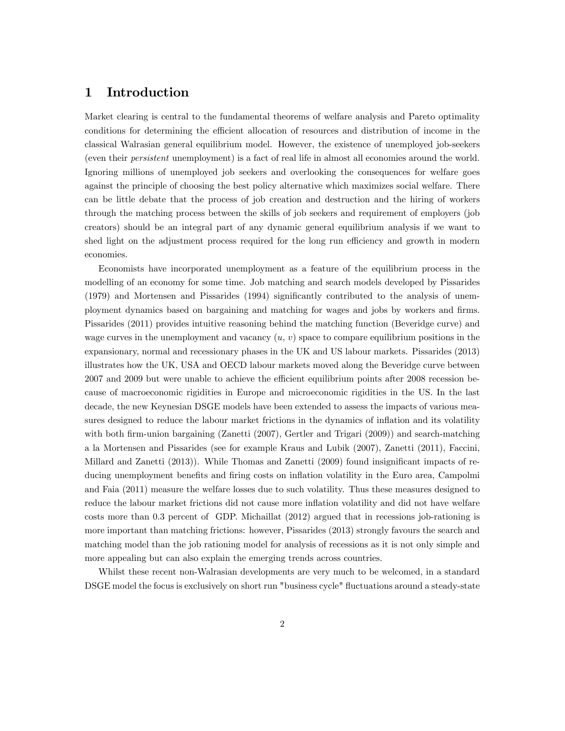# 1 Introduction

Market clearing is central to the fundamental theorems of welfare analysis and Pareto optimality conditions for determining the efficient allocation of resources and distribution of income in the classical Walrasian general equilibrium model. However, the existence of unemployed job-seekers (even their *persistent* unemployment) is a fact of real life in almost all economies around the world. Ignoring millions of unemployed job seekers and overlooking the consequences for welfare goes against the principle of choosing the best policy alternative which maximizes social welfare. There can be little debate that the process of job creation and destruction and the hiring of workers through the matching process between the skills of job seekers and requirement of employers (job creators) should be an integral part of any dynamic general equilibrium analysis if we want to shed light on the adjustment process required for the long run efficiency and growth in modern economies.

Economists have incorporated unemployment as a feature of the equilibrium process in the modelling of an economy for some time. Job matching and search models developed by Pissarides (1979) and Mortensen and Pissarides (1994) significantly contributed to the analysis of unemployment dynamics based on bargaining and matching for wages and jobs by workers and firms. Pissarides (2011) provides intuitive reasoning behind the matching function (Beveridge curve) and wage curves in the unemployment and vacancy ($u$, $v$) space to compare equilibrium positions in the expansionary, normal and recessionary phases in the UK and US labour markets. Pissarides (2013) illustrates how the UK, USA and OECD labour markets moved along the Beveridge curve between 2007 and 2009 but were unable to achieve the efficient equilibrium points after 2008 recession because of macroeconomic rigidities in Europe and microeconomic rigidities in the US. In the last decade, the new Keynesian DSGE models have been extended to assess the impacts of various measures designed to reduce the labour market frictions in the dynamics of inflation and its volatility with both firm-union bargaining (Zanetti (2007), Gertler and Trigari (2009)) and search-matching a la Mortensen and Pissarides (see for example Kraus and Lubik (2007), Zanetti (2011), Faccini, Millard and Zanetti (2013)). While Thomas and Zanetti (2009) found insignificant impacts of reducing unemployment benefits and firing costs on inflation volatility in the Euro area, Campolmi and Faia (2011) measure the welfare losses due to such volatility. Thus these measures designed to reduce the labour market frictions did not cause more inflation volatility and did not have welfare costs more than 0.3 percent of GDP. Michaillat (2012) argued that in recessions job-rationing is more important than matching frictions: however, Pissarides (2013) strongly favours the search and matching model than the job rationing model for analysis of recessions as it is not only simple and more appealing but can also explain the emerging trends across countries.

Whilst these recent non-Walrasian developments are very much to be welcomed, in a standard DSGE model the focus is exclusively on short run "business cycle" fluctuations around a steady-state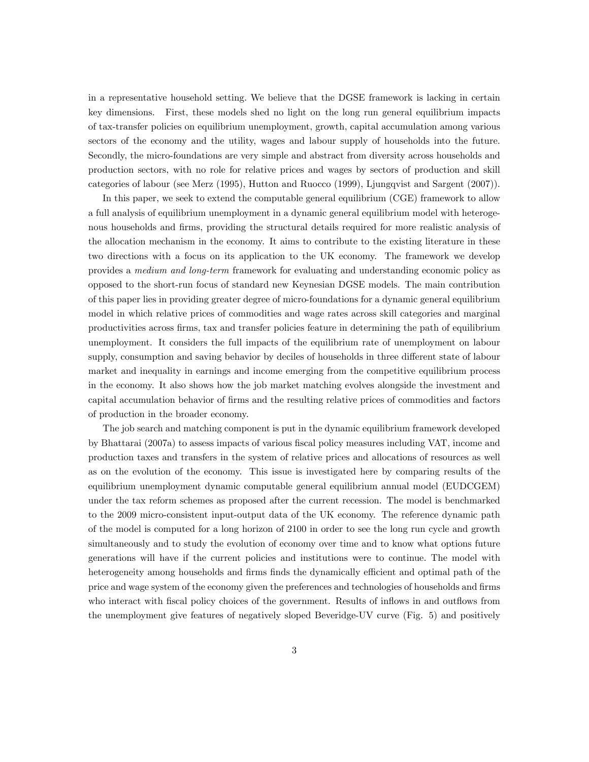in a representative household setting. We believe that the DGSE framework is lacking in certain key dimensions. First, these models shed no light on the long run general equilibrium impacts of tax-transfer policies on equilibrium unemployment, growth, capital accumulation among various sectors of the economy and the utility, wages and labour supply of households into the future. Secondly, the micro-foundations are very simple and abstract from diversity across households and production sectors, with no role for relative prices and wages by sectors of production and skill categories of labour (see Merz (1995), Hutton and Ruocco (1999), Ljungqvist and Sargent (2007)).

In this paper, we seek to extend the computable general equilibrium (CGE) framework to allow a full analysis of equilibrium unemployment in a dynamic general equilibrium model with heterogenous households and firms, providing the structural details required for more realistic analysis of the allocation mechanism in the economy. It aims to contribute to the existing literature in these two directions with a focus on its application to the UK economy. The framework we develop provides a *medium and long-term* framework for evaluating and understanding economic policy as opposed to the short-run focus of standard new Keynesian DGSE models. The main contribution of this paper lies in providing greater degree of micro-foundations for a dynamic general equilibrium model in which relative prices of commodities and wage rates across skill categories and marginal productivities across firms, tax and transfer policies feature in determining the path of equilibrium unemployment. It considers the full impacts of the equilibrium rate of unemployment on labour supply, consumption and saving behavior by deciles of households in three different state of labour market and inequality in earnings and income emerging from the competitive equilibrium process in the economy. It also shows how the job market matching evolves alongside the investment and capital accumulation behavior of firms and the resulting relative prices of commodities and factors of production in the broader economy.

The job search and matching component is put in the dynamic equilibrium framework developed by Bhattarai (2007a) to assess impacts of various fiscal policy measures including VAT, income and production taxes and transfers in the system of relative prices and allocations of resources as well as on the evolution of the economy. This issue is investigated here by comparing results of the equilibrium unemployment dynamic computable general equilibrium annual model (EUDCGEM) under the tax reform schemes as proposed after the current recession. The model is benchmarked to the 2009 micro-consistent input-output data of the UK economy. The reference dynamic path of the model is computed for a long horizon of 2100 in order to see the long run cycle and growth simultaneously and to study the evolution of economy over time and to know what options future generations will have if the current policies and institutions were to continue. The model with heterogeneity among households and firms finds the dynamically efficient and optimal path of the price and wage system of the economy given the preferences and technologies of households and firms who interact with fiscal policy choices of the government. Results of inflows in and outflows from the unemployment give features of negatively sloped Beveridge-UV curve (Fig. 5) and positively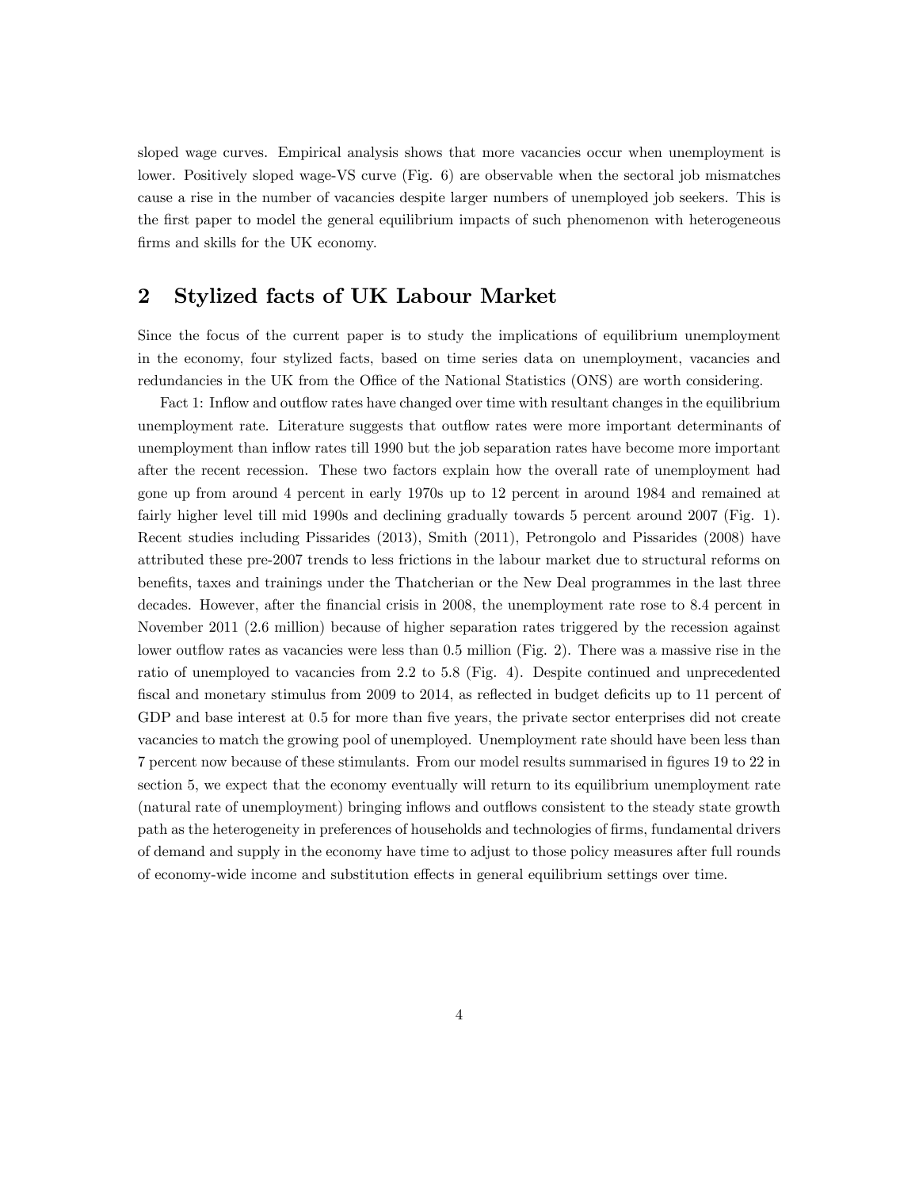sloped wage curves. Empirical analysis shows that more vacancies occur when unemployment is lower. Positively sloped wage-VS curve (Fig. 6) are observable when the sectoral job mismatches cause a rise in the number of vacancies despite larger numbers of unemployed job seekers. This is the first paper to model the general equilibrium impacts of such phenomenon with heterogeneous firms and skills for the UK economy.

## 2 Stylized facts of UK Labour Market

Since the focus of the current paper is to study the implications of equilibrium unemployment in the economy, four stylized facts, based on time series data on unemployment, vacancies and redundancies in the UK from the Office of the National Statistics (ONS) are worth considering.

Fact 1: Inflow and outflow rates have changed over time with resultant changes in the equilibrium unemployment rate. Literature suggests that outflow rates were more important determinants of unemployment than inflow rates till 1990 but the job separation rates have become more important after the recent recession. These two factors explain how the overall rate of unemployment had gone up from around 4 percent in early 1970s up to 12 percent in around 1984 and remained at fairly higher level till mid 1990s and declining gradually towards 5 percent around 2007 (Fig. 1). Recent studies including Pissarides (2013), Smith (2011), Petrongolo and Pissarides (2008) have attributed these pre-2007 trends to less frictions in the labour market due to structural reforms on benefits, taxes and trainings under the Thatcherian or the New Deal programmes in the last three decades. However, after the financial crisis in 2008, the unemployment rate rose to 8.4 percent in November 2011 (2.6 million) because of higher separation rates triggered by the recession against lower outflow rates as vacancies were less than 0.5 million (Fig. 2). There was a massive rise in the ratio of unemployed to vacancies from 2.2 to 5.8 (Fig. 4). Despite continued and unprecedented fiscal and monetary stimulus from 2009 to 2014, as reflected in budget deficits up to 11 percent of GDP and base interest at 0.5 for more than five years, the private sector enterprises did not create vacancies to match the growing pool of unemployed. Unemployment rate should have been less than 7 percent now because of these stimulants. From our model results summarised in figures 19 to 22 in section 5, we expect that the economy eventually will return to its equilibrium unemployment rate (natural rate of unemployment) bringing inflows and outflows consistent to the steady state growth path as the heterogeneity in preferences of households and technologies of firms, fundamental drivers of demand and supply in the economy have time to adjust to those policy measures after full rounds of economy-wide income and substitution effects in general equilibrium settings over time.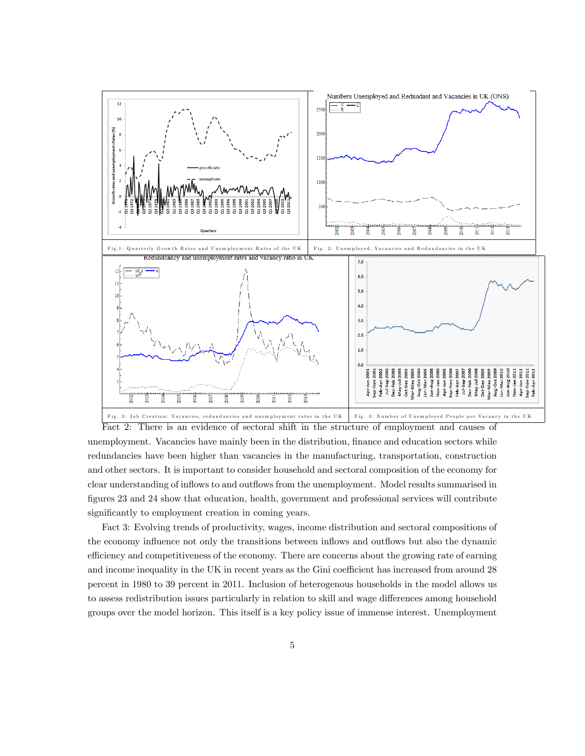Fig.1: Quarterly Growth Rates and Unemployment Rates of the UK

Fig. 2: Unemployed, Vacancies and Redundancies in the UK

Fig. 3: Job Creation: Vacancies, redundancies and unemployment rates in the UK

Fig. 4: Number of Unemployed People per Vacancy in the UK

Fact 2: There is an evidence of sectoral shift in the structure of employment and causes of unemployment. Vacancies have mainly been in the distribution, finance and education sectors while redundancies have been higher than vacancies in the manufacturing, transportation, construction and other sectors. It is important to consider household and sectoral composition of the economy for clear understanding of inflows to and outflows from the unemployment. Model results summarised in figures 23 and 24 show that education, health, government and professional services will contribute significantly to employment creation in coming years.

Fact 3: Evolving trends of productivity, wages, income distribution and sectoral compositions of the economy influence not only the transitions between inflows and outflows but also the dynamic efficiency and competitiveness of the economy. There are concerns about the growing rate of earning and income inequality in the UK in recent years as the Gini coefficient has increased from around 28 percent in 1980 to 39 percent in 2011. Inclusion of heterogenous households in the model allows us to assess redistribution issues particularly in relation to skill and wage differences among household groups over the model horizon. This itself is a key policy issue of immense interest. Unemployment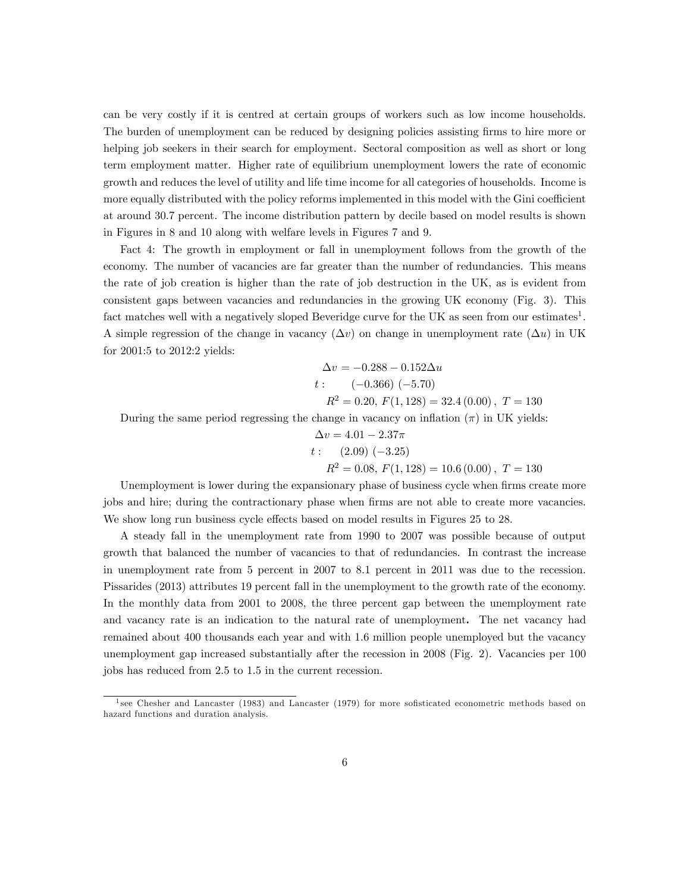can be very costly if it is centred at certain groups of workers such as low income households. The burden of unemployment can be reduced by designing policies assisting firms to hire more or helping job seekers in their search for employment. Sectoral composition as well as short or long term employment matter. Higher rate of equilibrium unemployment lowers the rate of economic growth and reduces the level of utility and life time income for all categories of households. Income is more equally distributed with the policy reforms implemented in this model with the Gini coefficient at around 30.7 percent. The income distribution pattern by decile based on model results is shown in Figures in 8 and 10 along with welfare levels in Figures 7 and 9.

Fact 4: The growth in employment or fall in unemployment follows from the growth of the economy. The number of vacancies are far greater than the number of redundancies. This means the rate of job creation is higher than the rate of job destruction in the UK, as is evident from consistent gaps between vacancies and redundancies in the growing UK economy (Fig. 3). This fact matches well with a negatively sloped Beveridge curve for the UK as seen from our estimates[1]. A simple regression of the change in vacancy ($\Delta v$) on change in unemployment rate ($\Delta u$) in UK for 2001:5 to 2012:2 yields:

$$\Delta v = -0.288 - 0.152\Delta u$$
$$t: \quad (-0.366) \; (-5.70)$$
$$R^2 = 0.20, \; F(1, 128) = 32.4\,(0.00), \; T = 130$$

During the same period regressing the change in vacancy on inflation ($\pi$) in UK yields:

$$\Delta v = 4.01 - 2.37\pi$$
$$t: \quad (2.09) \; (-3.25)$$
$$R^2 = 0.08, \; F(1, 128) = 10.6\,(0.00), \; T = 130$$

Unemployment is lower during the expansionary phase of business cycle when firms create more jobs and hire; during the contractionary phase when firms are not able to create more vacancies. We show long run business cycle effects based on model results in Figures 25 to 28.

A steady fall in the unemployment rate from 1990 to 2007 was possible because of output growth that balanced the number of vacancies to that of redundancies. In contrast the increase in unemployment rate from 5 percent in 2007 to 8.1 percent in 2011 was due to the recession. Pissarides (2013) attributes 19 percent fall in the unemployment to the growth rate of the economy. In the monthly data from 2001 to 2008, the three percent gap between the unemployment rate and vacancy rate is an indication to the natural rate of unemployment**.** The net vacancy had remained about 400 thousands each year and with 1.6 million people unemployed but the vacancy unemployment gap increased substantially after the recession in 2008 (Fig. 2). Vacancies per 100 jobs has reduced from 2.5 to 1.5 in the current recession.

---

[1] see Chesher and Lancaster (1983) and Lancaster (1979) for more sofisticated econometric methods based on hazard functions and duration analysis.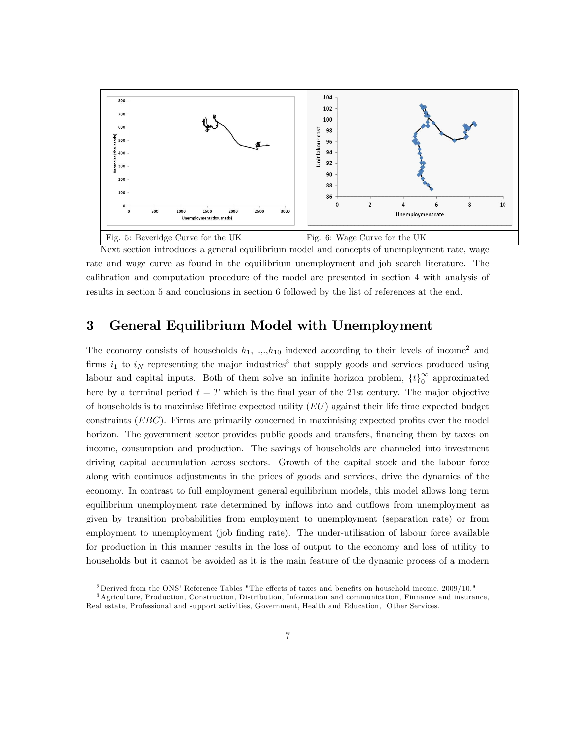Fig. 5: Beveridge Curve for the UK

Fig. 6: Wage Curve for the UK

Next section introduces a general equilibrium model and concepts of unemployment rate, wage rate and wage curve as found in the equilibrium unemployment and job search literature. The calibration and computation procedure of the model are presented in section 4 with analysis of results in section 5 and conclusions in section 6 followed by the list of references at the end.

## 3 General Equilibrium Model with Unemployment

The economy consists of households $h_1$, ..,$h_{10}$ indexed according to their levels of income[2] and firms $i_1$ to $i_N$ representing the major industries[3] that supply goods and services produced using labour and capital inputs. Both of them solve an infinite horizon problem, $\{t\}_0^\infty$ approximated here by a terminal period $t = T$ which is the final year of the 21st century. The major objective of households is to maximise lifetime expected utility ($EU$) against their life time expected budget constraints ($EBC$). Firms are primarily concerned in maximising expected profits over the model horizon. The government sector provides public goods and transfers, financing them by taxes on income, consumption and production. The savings of households are channeled into investment driving capital accumulation across sectors. Growth of the capital stock and the labour force along with continuos adjustments in the prices of goods and services, drive the dynamics of the economy. In contrast to full employment general equilibrium models, this model allows long term equilibrium unemployment rate determined by inflows into and outflows from unemployment as given by transition probabilities from employment to unemployment (separation rate) or from employment to unemployment (job finding rate). The under-utilisation of labour force available for production in this manner results in the loss of output to the economy and loss of utility to households but it cannot be avoided as it is the main feature of the dynamic process of a modern

[2] Derived from the ONS' Reference Tables "The effects of taxes and benefits on household income, 2009/10."

[3] Agriculture, Production, Construction, Distribution, Information and communication, Finnance and insurance, Real estate, Professional and support activities, Government, Health and Education, Other Services.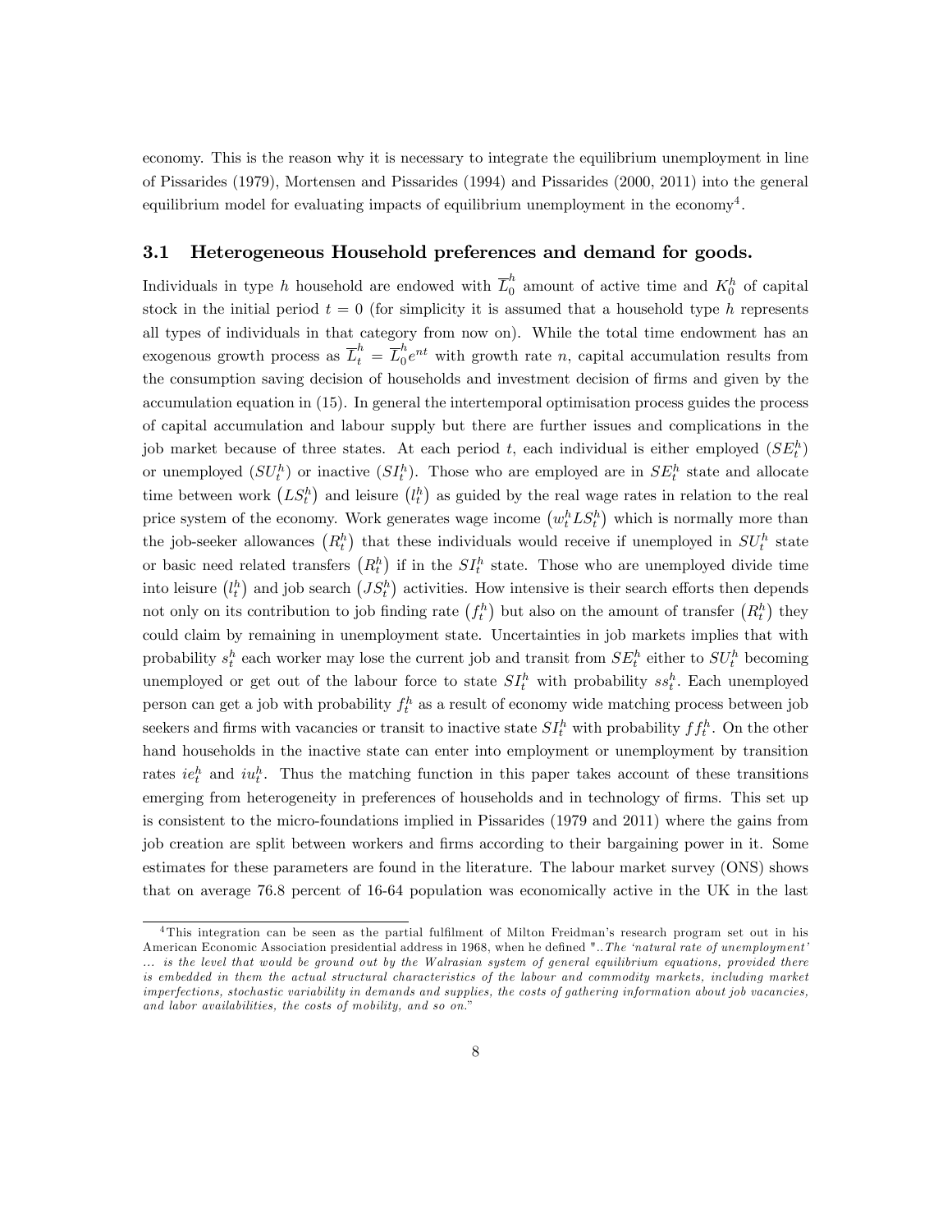economy. This is the reason why it is necessary to integrate the equilibrium unemployment in line of Pissarides (1979), Mortensen and Pissarides (1994) and Pissarides (2000, 2011) into the general equilibrium model for evaluating impacts of equilibrium unemployment in the economy[4].

### 3.1 Heterogeneous Household preferences and demand for goods.

Individuals in type $h$ household are endowed with $\overline{L}_0^h$ amount of active time and $K_0^h$ of capital stock in the initial period $t = 0$ (for simplicity it is assumed that a household type $h$ represents all types of individuals in that category from now on). While the total time endowment has an exogenous growth process as $\overline{L}_t^h = \overline{L}_0^h e^{nt}$ with growth rate $n$, capital accumulation results from the consumption saving decision of households and investment decision of firms and given by the accumulation equation in (15). In general the intertemporal optimisation process guides the process of capital accumulation and labour supply but there are further issues and complications in the job market because of three states. At each period $t$, each individual is either employed $(SE_t^h)$ or unemployed $(SU_t^h)$ or inactive $(SI_t^h)$. Those who are employed are in $SE_t^h$ state and allocate time between work $(LS_t^h)$ and leisure $(l_t^h)$ as guided by the real wage rates in relation to the real price system of the economy. Work generates wage income $(w_t^h LS_t^h)$ which is normally more than the job-seeker allowances $(R_t^h)$ that these individuals would receive if unemployed in $SU_t^h$ state or basic need related transfers $(R_t^h)$ if in the $SI_t^h$ state. Those who are unemployed divide time into leisure $(l_t^h)$ and job search $(JS_t^h)$ activities. How intensive is their search efforts then depends not only on its contribution to job finding rate $(f_t^h)$ but also on the amount of transfer $(R_t^h)$ they could claim by remaining in unemployment state. Uncertainties in job markets implies that with probability $s_t^h$ each worker may lose the current job and transit from $SE_t^h$ either to $SU_t^h$ becoming unemployed or get out of the labour force to state $SI_t^h$ with probability $ss_t^h$. Each unemployed person can get a job with probability $f_t^h$ as a result of economy wide matching process between job seekers and firms with vacancies or transit to inactive state $SI_t^h$ with probability $ff_t^h$. On the other hand households in the inactive state can enter into employment or unemployment by transition rates $ie_t^h$ and $iu_t^h$. Thus the matching function in this paper takes account of these transitions emerging from heterogeneity in preferences of households and in technology of firms. This set up is consistent to the micro-foundations implied in Pissarides (1979 and 2011) where the gains from job creation are split between workers and firms according to their bargaining power in it. Some estimates for these parameters are found in the literature. The labour market survey (ONS) shows that on average 76.8 percent of 16-64 population was economically active in the UK in the last

[4] This integration can be seen as the partial fulfilment of Milton Freidman's research program set out in his American Economic Association presidential address in 1968, when he defined "*..The 'natural rate of unemployment' ... is the level that would be ground out by the Walrasian system of general equilibrium equations, provided there is embedded in them the actual structural characteristics of the labour and commodity markets, including market imperfections, stochastic variability in demands and supplies, the costs of gathering information about job vacancies, and labor availabilities, the costs of mobility, and so on.*"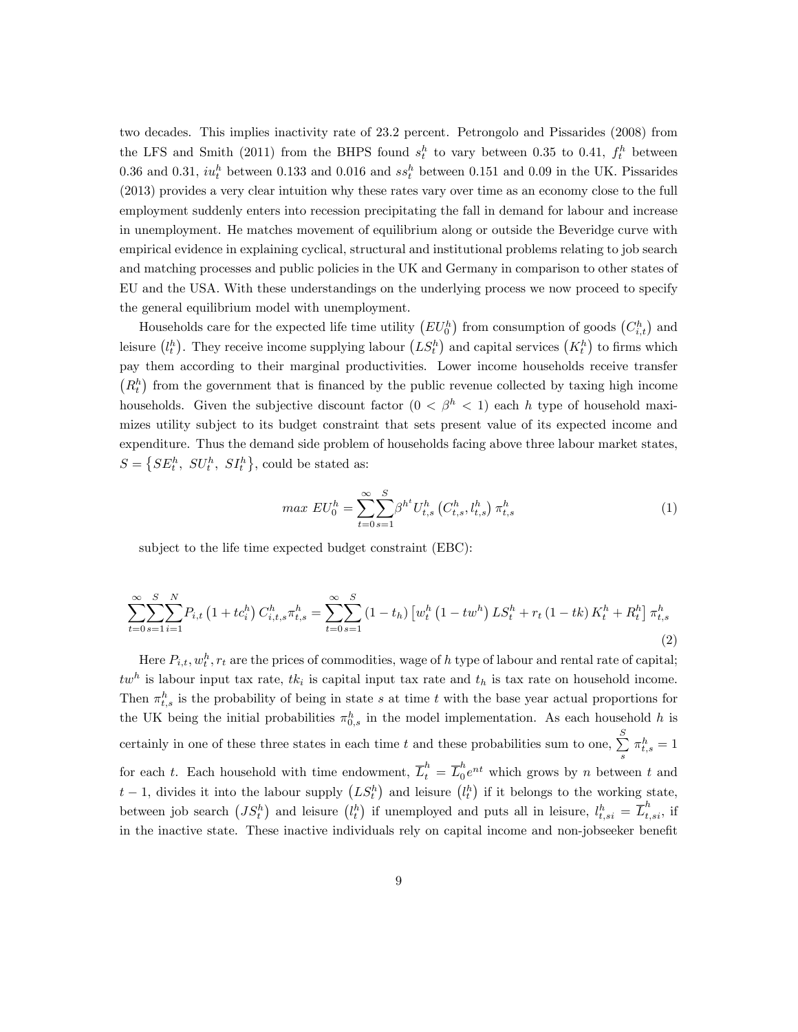two decades. This implies inactivity rate of 23.2 percent. Petrongolo and Pissarides (2008) from the LFS and Smith (2011) from the BHPS found $s_t^h$ to vary between 0.35 to 0.41, $f_t^h$ between 0.36 and 0.31, $iu_t^h$ between 0.133 and 0.016 and $ss_t^h$ between 0.151 and 0.09 in the UK. Pissarides (2013) provides a very clear intuition why these rates vary over time as an economy close to the full employment suddenly enters into recession precipitating the fall in demand for labour and increase in unemployment. He matches movement of equilibrium along or outside the Beveridge curve with empirical evidence in explaining cyclical, structural and institutional problems relating to job search and matching processes and public policies in the UK and Germany in comparison to other states of EU and the USA. With these understandings on the underlying process we now proceed to specify the general equilibrium model with unemployment.

Households care for the expected life time utility $\left(EU_0^h\right)$ from consumption of goods $\left(C_{i,t}^h\right)$ and leisure $\left(l_t^h\right)$. They receive income supplying labour $\left(LS_t^h\right)$ and capital services $\left(K_t^h\right)$ to firms which pay them according to their marginal productivities. Lower income households receive transfer $\left(R_t^h\right)$ from the government that is financed by the public revenue collected by taxing high income households. Given the subjective discount factor $(0 < \beta^h < 1)$ each $h$ type of household maximizes utility subject to its budget constraint that sets present value of its expected income and expenditure. Thus the demand side problem of households facing above three labour market states, $S = \left\{SE_t^h,\ SU_t^h,\ SI_t^h\right\}$, could be stated as:

$$max\ EU_0^h = \sum_{t=0}^{\infty}\sum_{s=1}^{S}\beta^{h^t}U_{t,s}^h\left(C_{t,s}^h, l_{t,s}^h\right)\pi_{t,s}^h \tag{1}$$

subject to the life time expected budget constraint (EBC):

$$\sum_{t=0}^{\infty}\sum_{s=1}^{S}\sum_{i=1}^{N}P_{i,t}\left(1+tc_i^h\right)C_{i,t,s}^h\pi_{t,s}^h = \sum_{t=0}^{\infty}\sum_{s=1}^{S}\left(1-t_h\right)\left[w_t^h\left(1-tw^h\right)LS_t^h + r_t\left(1-tk\right)K_t^h + R_t^h\right]\pi_{t,s}^h \tag{2}$$

Here $P_{i,t}, w_t^h, r_t$ are the prices of commodities, wage of $h$ type of labour and rental rate of capital; $tw^h$ is labour input tax rate, $tk_i$ is capital input tax rate and $t_h$ is tax rate on household income. Then $\pi_{t,s}^h$ is the probability of being in state $s$ at time $t$ with the base year actual proportions for the UK being the initial probabilities $\pi_{0,s}^h$ in the model implementation. As each household $h$ is certainly in one of these three states in each time $t$ and these probabilities sum to one, $\sum_{s}^{S}\pi_{t,s}^h = 1$ for each $t$. Each household with time endowment, $\overline{L}_t^h = \overline{L}_0^h e^{nt}$ which grows by $n$ between $t$ and $t-1$, divides it into the labour supply $\left(LS_t^h\right)$ and leisure $\left(l_t^h\right)$ if it belongs to the working state, between job search $\left(JS_t^h\right)$ and leisure $\left(l_t^h\right)$ if unemployed and puts all in leisure, $l_{t,si}^h = \overline{L}_{t,si}^h$, if in the inactive state. These inactive individuals rely on capital income and non-jobseeker benefit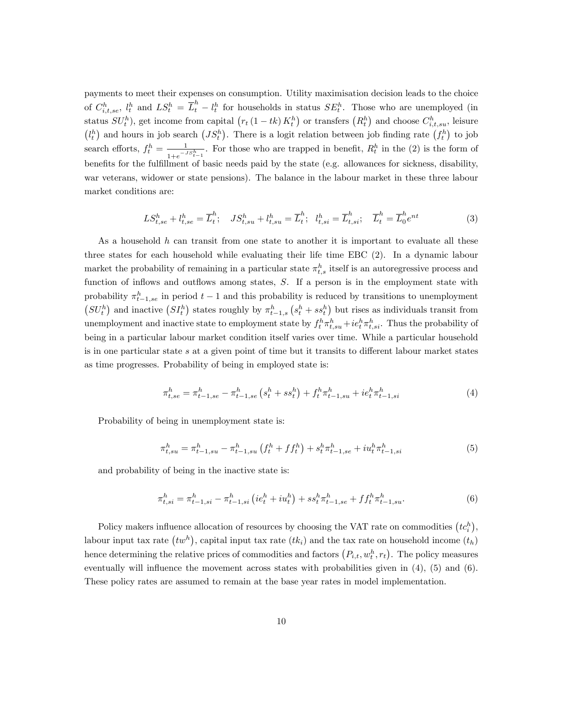payments to meet their expenses on consumption. Utility maximisation decision leads to the choice of $C^h_{i,t,se}$, $l^h_t$ and $LS^h_t = \overline{L}^h_t - l^h_t$ for households in status $SE^h_t$. Those who are unemployed (in status $SU^h_t$), get income from capital $\left(r_t\left(1-tk\right)K^h_t\right)$ or transfers $\left(R^h_t\right)$ and choose $C^h_{i,t,su}$, leisure $\left(l^h_t\right)$ and hours in job search $\left(JS^h_t\right)$. There is a logit relation between job finding rate $\left(f^h_t\right)$ to job search efforts, $f^h_t = \frac{1}{1+e^{-JS^h_{t-1}}}$. For those who are trapped in benefit, $R^h_t$ in the (2) is the form of benefits for the fulfillment of basic needs paid by the state (e.g. allowances for sickness, disability, war veterans, widower or state pensions). The balance in the labour market in these three labour market conditions are:

$$LS^h_{t,se} + l^h_{t,se} = \overline{L}^h_t; \quad JS^h_{t,su} + l^h_{t,su} = \overline{L}^h_t; \;\; l^h_{t,si} = \overline{L}^h_{t,si}; \quad \overline{L}^h_t = \overline{L}^h_0 e^{nt} \tag{3}$$

As a household $h$ can transit from one state to another it is important to evaluate all these three states for each household while evaluating their life time EBC (2). In a dynamic labour market the probability of remaining in a particular state $\pi^h_{t,s}$ itself is an autoregressive process and function of inflows and outflows among states, $S$. If a person is in the employment state with probability $\pi^h_{t-1,se}$ in period $t-1$ and this probability is reduced by transitions to unemployment $\left(SU^h_t\right)$ and inactive $\left(SI^h_t\right)$ states roughly by $\pi^h_{t-1,s}\left(s^h_t + ss^h_t\right)$ but rises as individuals transit from unemployment and inactive state to employment state by $f^h_t \pi^h_{t,su} + ie^h_t \pi^h_{t,si}$. Thus the probability of being in a particular labour market condition itself varies over time. While a particular household is in one particular state $s$ at a given point of time but it transits to different labour market states as time progresses. Probability of being in employed state is:

$$\pi^h_{t,se} = \pi^h_{t-1,se} - \pi^h_{t-1,se}\left(s^h_t + ss^h_t\right) + f^h_t \pi^h_{t-1,su} + ie^h_t \pi^h_{t-1,si} \tag{4}$$

Probability of being in unemployment state is:

$$\pi^h_{t,su} = \pi^h_{t-1,su} - \pi^h_{t-1,su}\left(f^h_t + ff^h_t\right) + s^h_t \pi^h_{t-1,se} + iu^h_t \pi^h_{t-1,si} \tag{5}$$

and probability of being in the inactive state is:

$$\pi^h_{t,si} = \pi^h_{t-1,si} - \pi^h_{t-1,si}\left(ie^h_t + iu^h_t\right) + ss^h_t \pi^h_{t-1,se} + ff^h_t \pi^h_{t-1,su}. \tag{6}$$

Policy makers influence allocation of resources by choosing the VAT rate on commodities $\left(tc^h_i\right)$, labour input tax rate $\left(tw^h\right)$, capital input tax rate $\left(tk_i\right)$ and the tax rate on household income $\left(t_h\right)$ hence determining the relative prices of commodities and factors $\left(P_{i,t}, w^h_t, r_t\right)$. The policy measures eventually will influence the movement across states with probabilities given in (4), (5) and (6). These policy rates are assumed to remain at the base year rates in model implementation.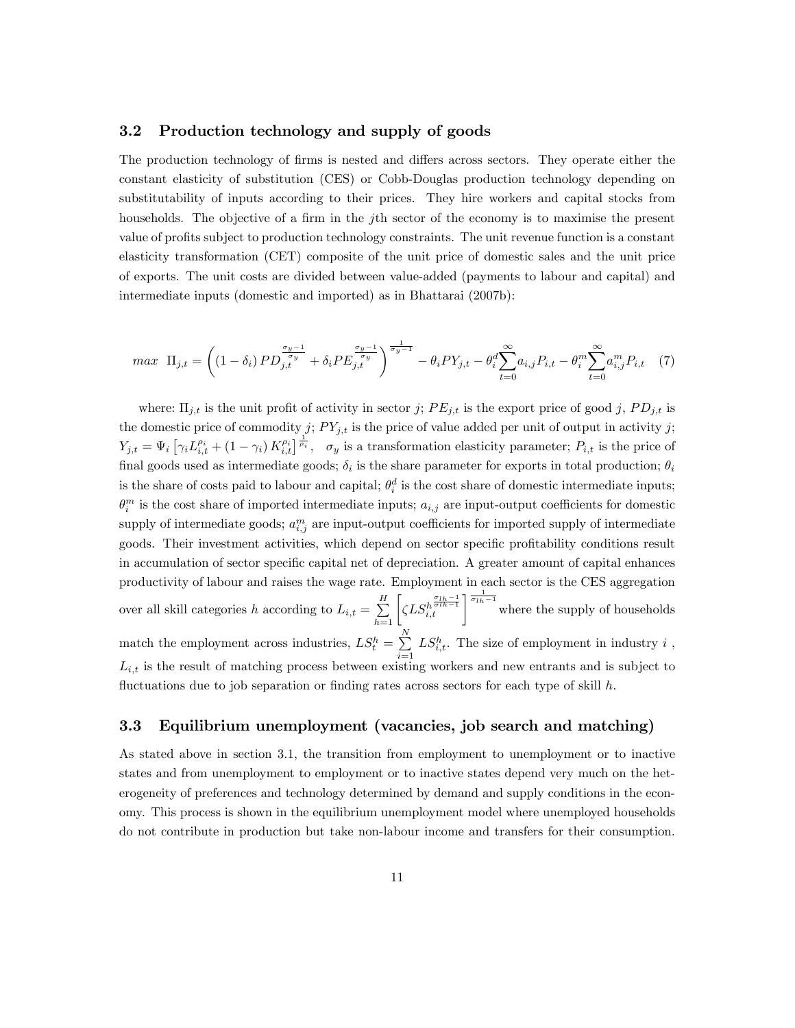### 3.2 Production technology and supply of goods

The production technology of firms is nested and differs across sectors. They operate either the constant elasticity of substitution (CES) or Cobb-Douglas production technology depending on substitutability of inputs according to their prices. They hire workers and capital stocks from households. The objective of a firm in the $j$th sector of the economy is to maximise the present value of profits subject to production technology constraints. The unit revenue function is a constant elasticity transformation (CET) composite of the unit price of domestic sales and the unit price of exports. The unit costs are divided between value-added (payments to labour and capital) and intermediate inputs (domestic and imported) as in Bhattarai (2007b):

$$max \;\; \Pi_{j,t} = \left( (1-\delta_i)\, PD_{j,t}^{\frac{\sigma_y - 1}{\sigma_y}} + \delta_i PE_{j,t}^{\frac{\sigma_y - 1}{\sigma_y}} \right)^{\frac{1}{\sigma_y - 1}} - \theta_i PY_{j,t} - \theta_i^d \sum_{t=0}^{\infty} a_{i,j} P_{i,t} - \theta_i^m \sum_{t=0}^{\infty} a_{i,j}^m P_{i,t} \quad (7)$$

where: $\Pi_{j,t}$ is the unit profit of activity in sector $j$; $PE_{j,t}$ is the export price of good $j$, $PD_{j,t}$ is the domestic price of commodity $j$; $PY_{j,t}$ is the price of value added per unit of output in activity $j$; $Y_{j,t} = \Psi_i \left[ \gamma_i L_{i,t}^{\rho_i} + (1-\gamma_i) K_{i,t}^{\rho_i} \right]^{\frac{1}{\rho_i}}$, $\sigma_y$ is a transformation elasticity parameter; $P_{i,t}$ is the price of final goods used as intermediate goods; $\delta_i$ is the share parameter for exports in total production; $\theta_i$ is the share of costs paid to labour and capital; $\theta_i^d$ is the cost share of domestic intermediate inputs; $\theta_i^m$ is the cost share of imported intermediate inputs; $a_{i,j}$ are input-output coefficients for domestic supply of intermediate goods; $a_{i,j}^m$ are input-output coefficients for imported supply of intermediate goods. Their investment activities, which depend on sector specific profitability conditions result in accumulation of sector specific capital net of depreciation. A greater amount of capital enhances productivity of labour and raises the wage rate. Employment in each sector is the CES aggregation over all skill categories $h$ according to $L_{i,t} = \sum_{h=1}^{H} \left[ \zeta LS_{i,t}^{h^{\frac{\sigma_{lh}-1}{\sigma_{lh}-1}}} \right]^{\frac{1}{\sigma_{lh}-1}}$ where the supply of households match the employment across industries, $LS_t^h = \sum_{i=1}^{N} LS_{i,t}^h$. The size of employment in industry $i$, $L_{i,t}$ is the result of matching process between existing workers and new entrants and is subject to fluctuations due to job separation or finding rates across sectors for each type of skill $h$.

### 3.3 Equilibrium unemployment (vacancies, job search and matching)

As stated above in section 3.1, the transition from employment to unemployment or to inactive states and from unemployment to employment or to inactive states depend very much on the heterogeneity of preferences and technology determined by demand and supply conditions in the economy. This process is shown in the equilibrium unemployment model where unemployed households do not contribute in production but take non-labour income and transfers for their consumption.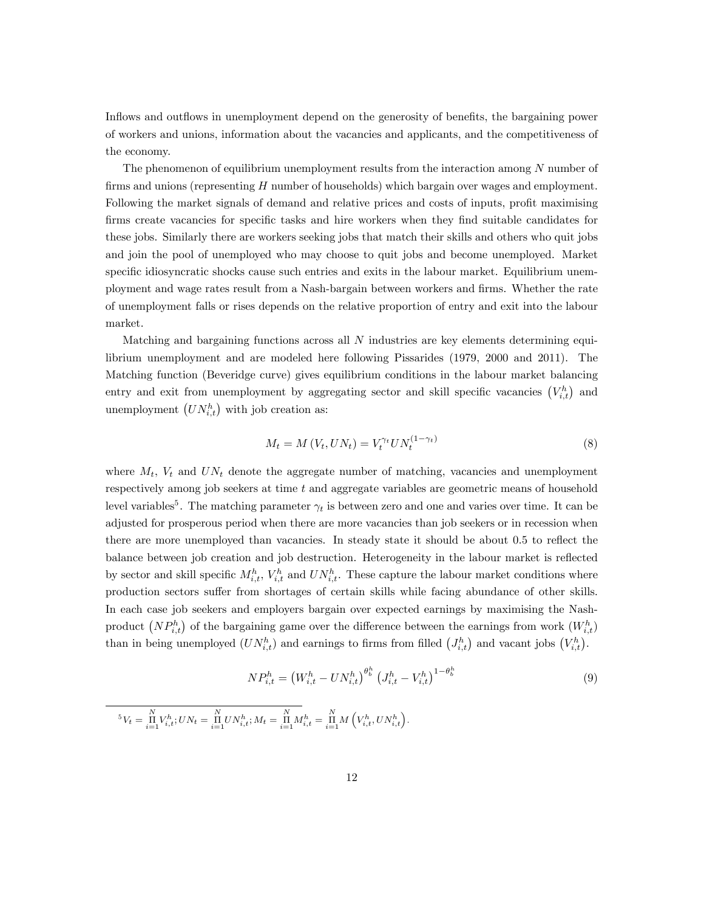Inflows and outflows in unemployment depend on the generosity of benefits, the bargaining power of workers and unions, information about the vacancies and applicants, and the competitiveness of the economy.

The phenomenon of equilibrium unemployment results from the interaction among $N$ number of firms and unions (representing $H$ number of households) which bargain over wages and employment. Following the market signals of demand and relative prices and costs of inputs, profit maximising firms create vacancies for specific tasks and hire workers when they find suitable candidates for these jobs. Similarly there are workers seeking jobs that match their skills and others who quit jobs and join the pool of unemployed who may choose to quit jobs and become unemployed. Market specific idiosyncratic shocks cause such entries and exits in the labour market. Equilibrium unemployment and wage rates result from a Nash-bargain between workers and firms. Whether the rate of unemployment falls or rises depends on the relative proportion of entry and exit into the labour market.

Matching and bargaining functions across all $N$ industries are key elements determining equilibrium unemployment and are modeled here following Pissarides (1979, 2000 and 2011). The Matching function (Beveridge curve) gives equilibrium conditions in the labour market balancing entry and exit from unemployment by aggregating sector and skill specific vacancies $\left(V_{i,t}^{h}\right)$ and unemployment $\left(UN_{i,t}^{h}\right)$ with job creation as:

$$M_t = M\left(V_t, UN_t\right) = V_t^{\gamma_t} UN_t^{(1-\gamma_t)} \tag{8}$$

where $M_t$, $V_t$ and $UN_t$ denote the aggregate number of matching, vacancies and unemployment respectively among job seekers at time $t$ and aggregate variables are geometric means of household level variables[5]. The matching parameter $\gamma_t$ is between zero and one and varies over time. It can be adjusted for prosperous period when there are more vacancies than job seekers or in recession when there are more unemployed than vacancies. In steady state it should be about 0.5 to reflect the balance between job creation and job destruction. Heterogeneity in the labour market is reflected by sector and skill specific $M_{i,t}^{h}$, $V_{i,t}^{h}$ and $UN_{i,t}^{h}$. These capture the labour market conditions where production sectors suffer from shortages of certain skills while facing abundance of other skills. In each case job seekers and employers bargain over expected earnings by maximising the Nash-product $\left(NP_{i,t}^{h}\right)$ of the bargaining game over the difference between the earnings from work $\left(W_{i,t}^{h}\right)$ than in being unemployed $\left(UN_{i,t}^{h}\right)$ and earnings to firms from filled $\left(J_{i,t}^{h}\right)$ and vacant jobs $\left(V_{i,t}^{h}\right)$.

$$NP_{i,t}^{h} = \left(W_{i,t}^{h} - UN_{i,t}^{h}\right)^{\theta_b^h} \left(J_{i,t}^{h} - V_{i,t}^{h}\right)^{1-\theta_b^h} \tag{9}$$

[5] $V_t = \prod_{i=1}^{N} V_{i,t}^{h}; UN_t = \prod_{i=1}^{N} UN_{i,t}^{h}; M_t = \prod_{i=1}^{N} M_{i,t}^{h} = \prod_{i=1}^{N} M\left(V_{i,t}^{h}, UN_{i,t}^{h}\right)$.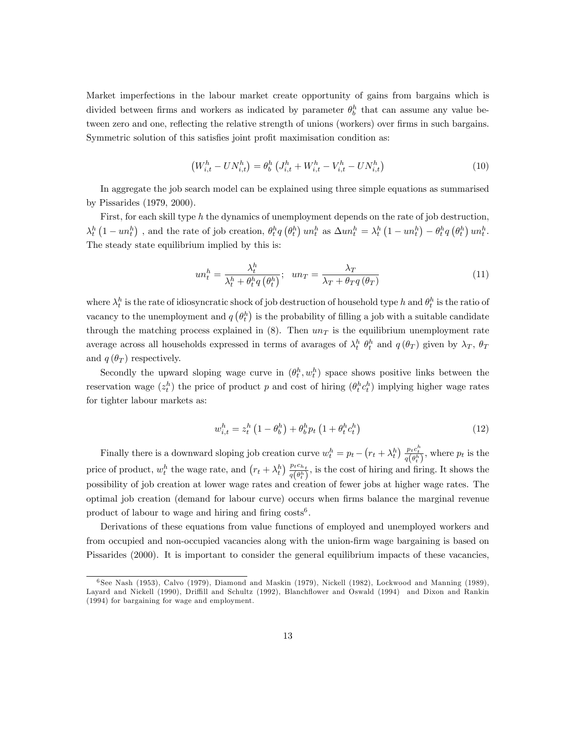Market imperfections in the labour market create opportunity of gains from bargains which is divided between firms and workers as indicated by parameter $\theta_b^h$ that can assume any value between zero and one, reflecting the relative strength of unions (workers) over firms in such bargains. Symmetric solution of this satisfies joint profit maximisation condition as:

$$\left(W_{i,t}^h - UN_{i,t}^h\right) = \theta_b^h \left(J_{i,t}^h + W_{i,t}^h - V_{i,t}^h - UN_{i,t}^h\right) \tag{10}$$

In aggregate the job search model can be explained using three simple equations as summarised by Pissarides (1979, 2000).

First, for each skill type $h$ the dynamics of unemployment depends on the rate of job destruction, $\lambda_t^h\left(1 - un_t^h\right)$ , and the rate of job creation, $\theta_t^h q\left(\theta_t^h\right) un_t^h$ as $\Delta un_t^h = \lambda_t^h\left(1 - un_t^h\right) - \theta_t^h q\left(\theta_t^h\right) un_t^h$. The steady state equilibrium implied by this is:

$$un_t^h = \frac{\lambda_t^h}{\lambda_t^h + \theta_t^h q\left(\theta_t^h\right)}; \quad un_T = \frac{\lambda_T}{\lambda_T + \theta_T q\left(\theta_T\right)} \tag{11}$$

where $\lambda_t^h$ is the rate of idiosyncratic shock of job destruction of household type $h$ and $\theta_t^h$ is the ratio of vacancy to the unemployment and $q\left(\theta_t^h\right)$ is the probability of filling a job with a suitable candidate through the matching process explained in (8). Then $un_T$ is the equilibrium unemployment rate average across all households expressed in terms of avarages of $\lambda_t^h$ $\theta_t^h$ and $q\left(\theta_T\right)$ given by $\lambda_T$, $\theta_T$ and $q\left(\theta_T\right)$ respectively.

Secondly the upward sloping wage curve in $\left(\theta_t^h, w_t^h\right)$ space shows positive links between the reservation wage $\left(z_t^h\right)$ the price of product $p$ and cost of hiring $\left(\theta_t^h c_t^h\right)$ implying higher wage rates for tighter labour markets as:

$$w_{i,t}^h = z_t^h\left(1 - \theta_b^h\right) + \theta_b^h p_t\left(1 + \theta_t^h c_t^h\right) \tag{12}$$

Finally there is a downward sloping job creation curve $w_t^h = p_t - \left(r_t + \lambda_t^h\right)\frac{p_t c_t^h}{q\left(\theta_t^h\right)}$, where $p_t$ is the price of product, $w_t^h$ the wage rate, and $\left(r_t + \lambda_t^h\right)\frac{p_t c_{h_t}}{q\left(\theta_t^h\right)}$, is the cost of hiring and firing. It shows the possibility of job creation at lower wage rates and creation of fewer jobs at higher wage rates. The optimal job creation (demand for labour curve) occurs when firms balance the marginal revenue product of labour to wage and hiring and firing costs[6].

Derivations of these equations from value functions of employed and unemployed workers and from occupied and non-occupied vacancies along with the union-firm wage bargaining is based on Pissarides (2000). It is important to consider the general equilibrium impacts of these vacancies,

[6] See Nash (1953), Calvo (1979), Diamond and Maskin (1979), Nickell (1982), Lockwood and Manning (1989), Layard and Nickell (1990), Driffill and Schultz (1992), Blanchflower and Oswald (1994) and Dixon and Rankin (1994) for bargaining for wage and employment.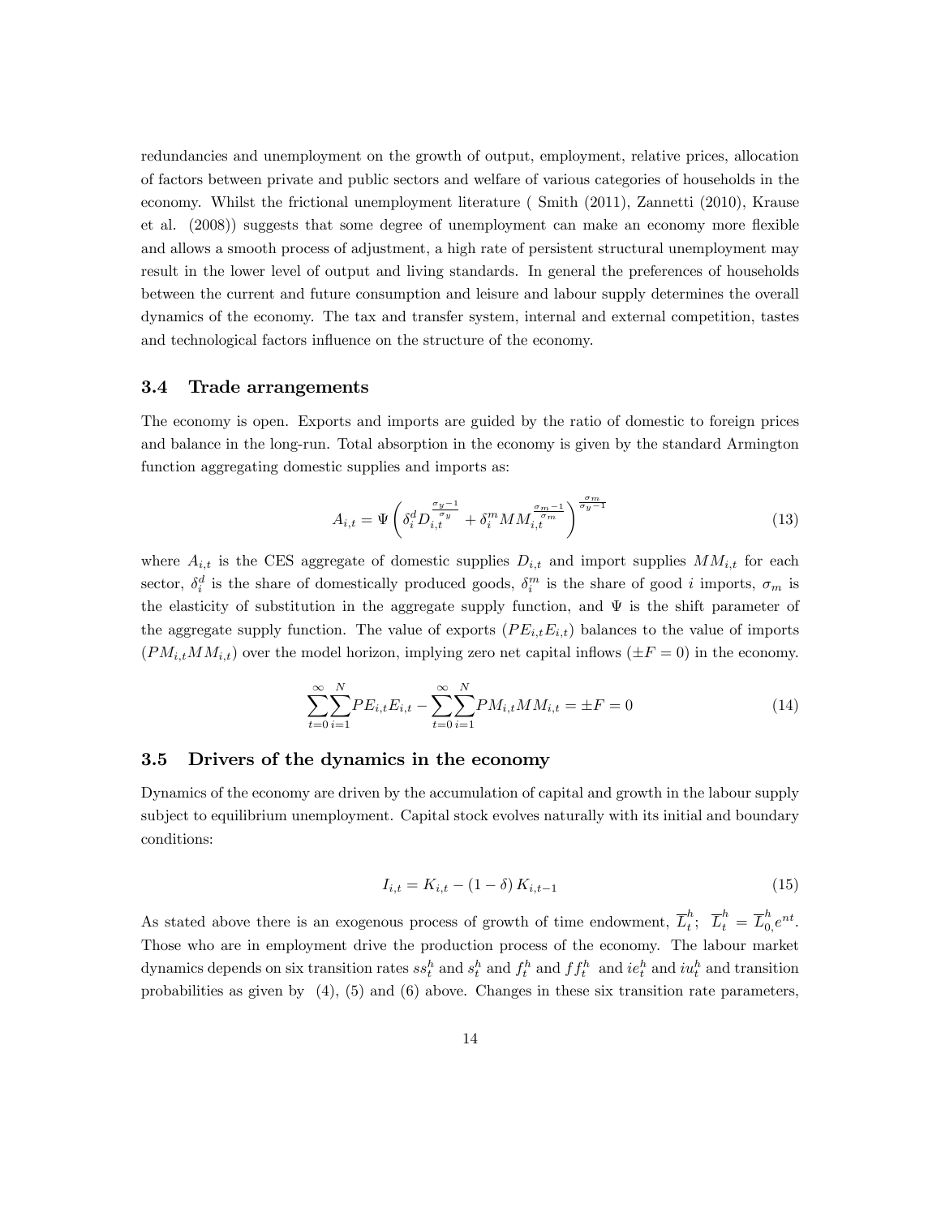redundancies and unemployment on the growth of output, employment, relative prices, allocation of factors between private and public sectors and welfare of various categories of households in the economy. Whilst the frictional unemployment literature ( Smith (2011), Zannetti (2010), Krause et al. (2008)) suggests that some degree of unemployment can make an economy more flexible and allows a smooth process of adjustment, a high rate of persistent structural unemployment may result in the lower level of output and living standards. In general the preferences of households between the current and future consumption and leisure and labour supply determines the overall dynamics of the economy. The tax and transfer system, internal and external competition, tastes and technological factors influence on the structure of the economy.

### 3.4 Trade arrangements

The economy is open. Exports and imports are guided by the ratio of domestic to foreign prices and balance in the long-run. Total absorption in the economy is given by the standard Armington function aggregating domestic supplies and imports as:

$$A_{i,t} = \Psi\left(\delta_i^d D_{i,t}^{\frac{\sigma_y - 1}{\sigma_y}} + \delta_i^m MM_{i,t}^{\frac{\sigma_m - 1}{\sigma_m}}\right)^{\frac{\sigma_m}{\sigma_y - 1}} \tag{13}$$

where $A_{i,t}$ is the CES aggregate of domestic supplies $D_{i,t}$ and import supplies $MM_{i,t}$ for each sector, $\delta_i^d$ is the share of domestically produced goods, $\delta_i^m$ is the share of good $i$ imports, $\sigma_m$ is the elasticity of substitution in the aggregate supply function, and $\Psi$ is the shift parameter of the aggregate supply function. The value of exports $(PE_{i,t}E_{i,t})$ balances to the value of imports $(PM_{i,t}MM_{i,t})$ over the model horizon, implying zero net capital inflows ($\pm F = 0$) in the economy.

$$\sum_{t=0}^{\infty}\sum_{i=1}^{N} PE_{i,t}E_{i,t} - \sum_{t=0}^{\infty}\sum_{i=1}^{N} PM_{i,t}MM_{i,t} = \pm F = 0 \tag{14}$$

### 3.5 Drivers of the dynamics in the economy

Dynamics of the economy are driven by the accumulation of capital and growth in the labour supply subject to equilibrium unemployment. Capital stock evolves naturally with its initial and boundary conditions:

$$I_{i,t} = K_{i,t} - (1 - \delta) K_{i,t-1} \tag{15}$$

As stated above there is an exogenous process of growth of time endowment, $\overline{L}_t^h$; $\overline{L}_t^h = \overline{L}_{0,}^h e^{nt}$. Those who are in employment drive the production process of the economy. The labour market dynamics depends on six transition rates $ss_t^h$ and $s_t^h$ and $f_t^h$ and $ff_t^h$ and $ie_t^h$ and $iu_t^h$ and transition probabilities as given by (4), (5) and (6) above. Changes in these six transition rate parameters,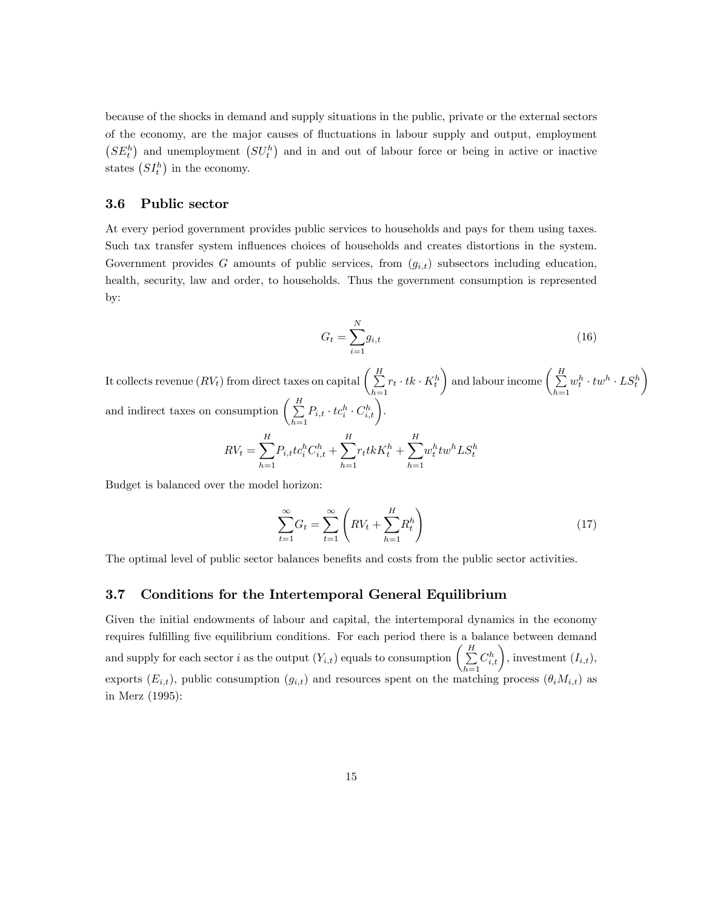because of the shocks in demand and supply situations in the public, private or the external sectors of the economy, are the major causes of fluctuations in labour supply and output, employment $\left(SE_t^h\right)$ and unemployment $\left(SU_t^h\right)$ and in and out of labour force or being in active or inactive states $\left(SI_t^h\right)$ in the economy.

### 3.6 Public sector

At every period government provides public services to households and pays for them using taxes. Such tax transfer system influences choices of households and creates distortions in the system. Government provides $G$ amounts of public services, from $(g_{i,t})$ subsectors including education, health, security, law and order, to households. Thus the government consumption is represented by:

$$G_t = \sum_{i=1}^{N} g_{i,t} \tag{16}$$

It collects revenue $(RV_t)$ from direct taxes on capital $\left(\sum_{h=1}^{H} r_t \cdot tk \cdot K_t^h\right)$ and labour income $\left(\sum_{h=1}^{H} w_t^h \cdot tw^h \cdot LS_t^h\right)$ and indirect taxes on consumption $\left(\sum_{h=1}^{H} P_{i,t} \cdot tc_i^h \cdot C_{i,t}^h\right)$.

$$RV_t = \sum_{h=1}^{H} P_{i,t} tc_i^h C_{i,t}^h + \sum_{h=1}^{H} r_t tk K_t^h + \sum_{h=1}^{H} w_t^h tw^h LS_t^h$$

Budget is balanced over the model horizon:

$$\sum_{t=1}^{\infty} G_t = \sum_{t=1}^{\infty} \left( RV_t + \sum_{h=1}^{H} R_t^h \right) \tag{17}$$

The optimal level of public sector balances benefits and costs from the public sector activities.

### 3.7 Conditions for the Intertemporal General Equilibrium

Given the initial endowments of labour and capital, the intertemporal dynamics in the economy requires fulfilling five equilibrium conditions. For each period there is a balance between demand and supply for each sector $i$ as the output $(Y_{i,t})$ equals to consumption $\left(\sum_{h=1}^{H} C_{i,t}^h\right)$, investment $(I_{i,t})$, exports $(E_{i,t})$, public consumption $(g_{i,t})$ and resources spent on the matching process $(\theta_i M_{i,t})$ as in Merz (1995):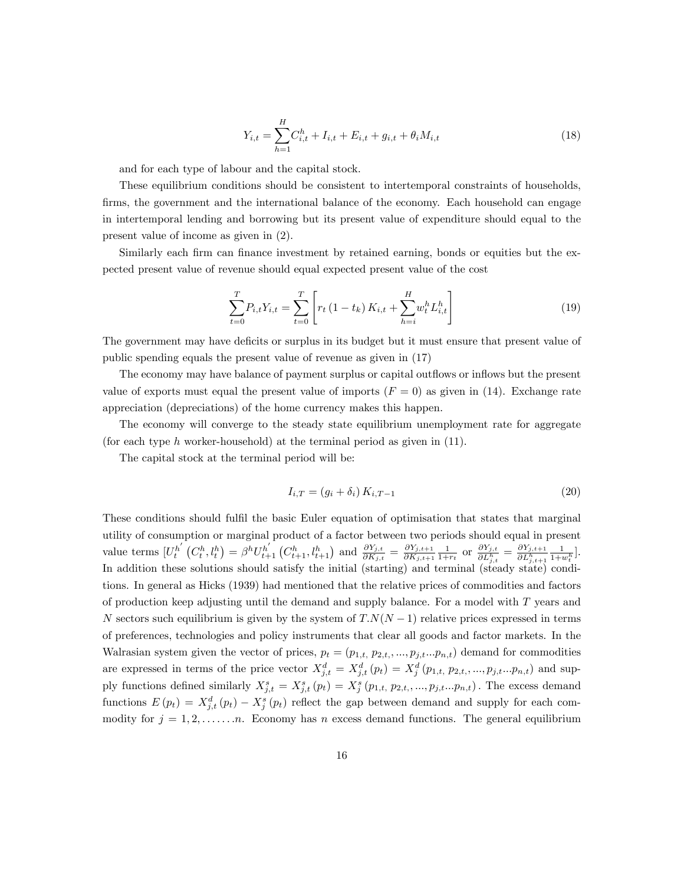$$Y_{i,t} = \sum_{h=1}^{H} C_{i,t}^{h} + I_{i,t} + E_{i,t} + g_{i,t} + \theta_i M_{i,t} \tag{18}$$

and for each type of labour and the capital stock.

These equilibrium conditions should be consistent to intertemporal constraints of households, firms, the government and the international balance of the economy. Each household can engage in intertemporal lending and borrowing but its present value of expenditure should equal to the present value of income as given in (2).

Similarly each firm can finance investment by retained earning, bonds or equities but the expected present value of revenue should equal expected present value of the cost

$$\sum_{t=0}^{T} P_{i,t} Y_{i,t} = \sum_{t=0}^{T} \left[ r_t (1 - t_k) K_{i,t} + \sum_{h=i}^{H} w_t^h L_{i,t}^h \right] \tag{19}$$

The government may have deficits or surplus in its budget but it must ensure that present value of public spending equals the present value of revenue as given in (17)

The economy may have balance of payment surplus or capital outflows or inflows but the present value of exports must equal the present value of imports ($F = 0$) as given in (14). Exchange rate appreciation (depreciations) of the home currency makes this happen.

The economy will converge to the steady state equilibrium unemployment rate for aggregate (for each type $h$ worker-household) at the terminal period as given in (11).

The capital stock at the terminal period will be:

$$I_{i,T} = (g_i + \delta_i) K_{i,T-1} \tag{20}$$

These conditions should fulfil the basic Euler equation of optimisation that states that marginal utility of consumption or marginal product of a factor between two periods should equal in present value terms $[U_t^{h'}(C_t^h, l_t^h) = \beta^h U_{t+1}^{h'}(C_{t+1}^h, l_{t+1}^h)$ and $\frac{\partial Y_{j,t}}{\partial K_{j,t}} = \frac{\partial Y_{j,t+1}}{\partial K_{j,t+1}} \frac{1}{1+r_t}$ or $\frac{\partial Y_{j,t}}{\partial L_{j,t}^h} = \frac{\partial Y_{j,t+1}}{\partial L_{j,t+1}^h} \frac{1}{1+w_t^h}]$. In addition these solutions should satisfy the initial (starting) and terminal (steady state) conditions. In general as Hicks (1939) had mentioned that the relative prices of commodities and factors of production keep adjusting until the demand and supply balance. For a model with $T$ years and $N$ sectors such equilibrium is given by the system of $T.N(N-1)$ relative prices expressed in terms of preferences, technologies and policy instruments that clear all goods and factor markets. In the Walrasian system given the vector of prices, $p_t = (p_{1,t,}\ p_{2,t,}, ..., p_{j,t}...p_{n,t})$ demand for commodities are expressed in terms of the price vector $X_{j,t}^d = X_{j,t}^d(p_t) = X_j^d(p_{1,t,}\ p_{2,t,}, ..., p_{j,t}...p_{n,t})$ and supply functions defined similarly $X_{j,t}^s = X_{j,t}^s(p_t) = X_j^s(p_{1,t,}\ p_{2,t,}, ..., p_{j,t}...p_{n,t})$. The excess demand functions $E(p_t) = X_{j,t}^d(p_t) - X_j^s(p_t)$ reflect the gap between demand and supply for each commodity for $j = 1, 2, \ldots\ldots.n$. Economy has $n$ excess demand functions. The general equilibrium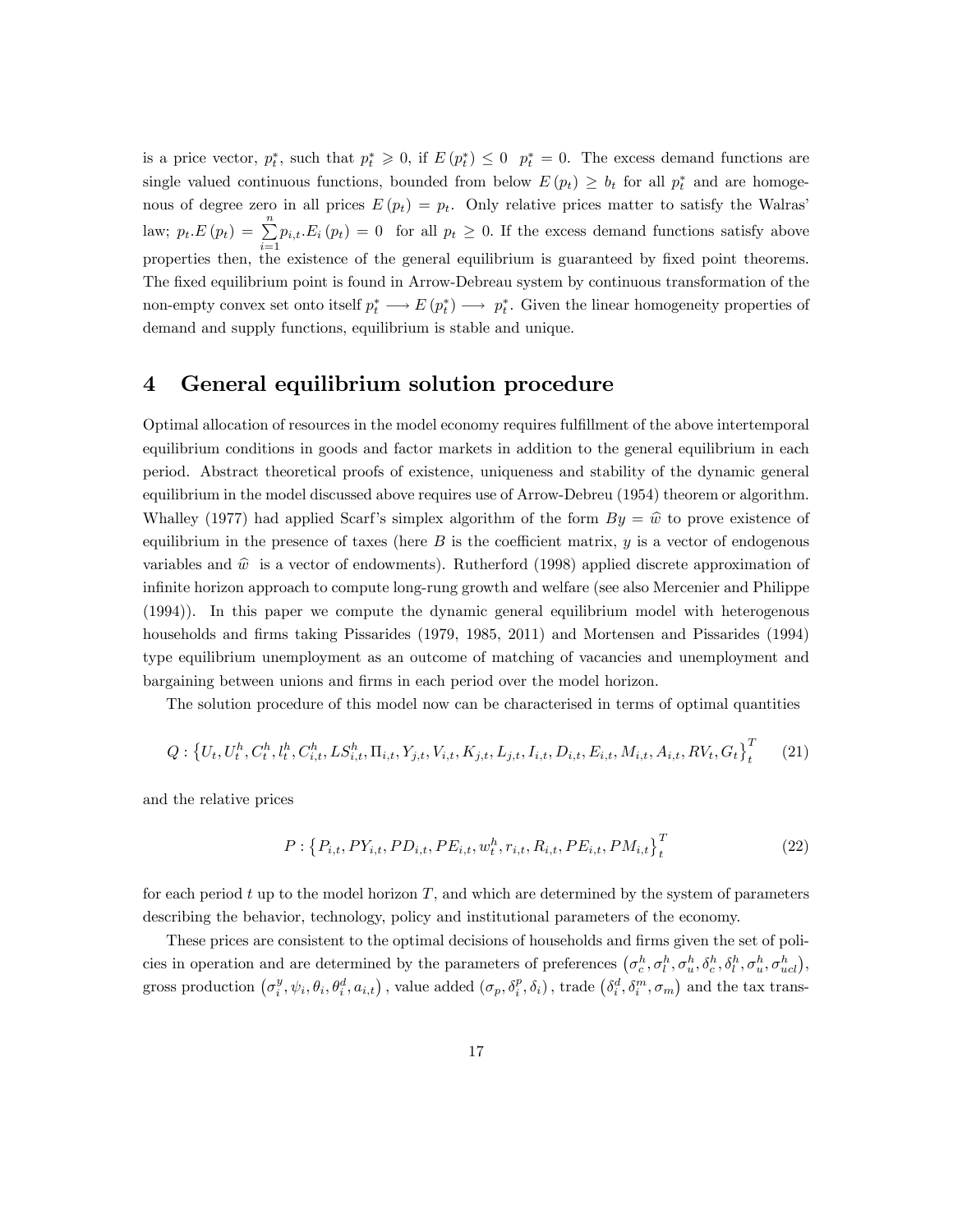is a price vector, $p_t^*$, such that $p_t^* \geqslant 0$, if $E(p_t^*) \leq 0$ $p_t^* = 0$. The excess demand functions are single valued continuous functions, bounded from below $E(p_t) \geq b_t$ for all $p_t^*$ and are homogenous of degree zero in all prices $E(p_t) = p_t$. Only relative prices matter to satisfy the Walras' law; $p_t.E(p_t) = \sum_{i=1}^{n} p_{i,t}.E_i(p_t) = 0$ for all $p_t \geq 0$. If the excess demand functions satisfy above properties then, the existence of the general equilibrium is guaranteed by fixed point theorems. The fixed equilibrium point is found in Arrow-Debreau system by continuous transformation of the non-empty convex set onto itself $p_t^* \longrightarrow E(p_t^*) \longrightarrow p_t^*$. Given the linear homogeneity properties of demand and supply functions, equilibrium is stable and unique.

# 4 General equilibrium solution procedure

Optimal allocation of resources in the model economy requires fulfillment of the above intertemporal equilibrium conditions in goods and factor markets in addition to the general equilibrium in each period. Abstract theoretical proofs of existence, uniqueness and stability of the dynamic general equilibrium in the model discussed above requires use of Arrow-Debreu (1954) theorem or algorithm. Whalley (1977) had applied Scarf's simplex algorithm of the form $By = \widehat{w}$ to prove existence of equilibrium in the presence of taxes (here $B$ is the coefficient matrix, $y$ is a vector of endogenous variables and $\widehat{w}$ is a vector of endowments). Rutherford (1998) applied discrete approximation of infinite horizon approach to compute long-rung growth and welfare (see also Mercenier and Philippe (1994)). In this paper we compute the dynamic general equilibrium model with heterogenous households and firms taking Pissarides (1979, 1985, 2011) and Mortensen and Pissarides (1994) type equilibrium unemployment as an outcome of matching of vacancies and unemployment and bargaining between unions and firms in each period over the model horizon.

The solution procedure of this model now can be characterised in terms of optimal quantities

$$Q : \left\{U_t, U_t^h, C_t^h, l_t^h, C_{i,t}^h, LS_{i,t}^h, \Pi_{i,t}, Y_{j,t}, V_{i,t}, K_{j,t}, L_{j,t}, I_{i,t}, D_{i,t}, E_{i,t}, M_{i,t}, A_{i,t}, RV_t, G_t\right\}_t^T \tag{21}$$

and the relative prices

$$P : \left\{P_{i,t}, PY_{i,t}, PD_{i,t}, PE_{i,t}, w_t^h, r_{i,t}, R_{i,t}, PE_{i,t}, PM_{i,t}\right\}_t^T \tag{22}$$

for each period $t$ up to the model horizon $T$, and which are determined by the system of parameters describing the behavior, technology, policy and institutional parameters of the economy.

These prices are consistent to the optimal decisions of households and firms given the set of policies in operation and are determined by the parameters of preferences $\left(\sigma_c^h, \sigma_l^h, \sigma_u^h, \delta_c^h, \delta_l^h, \sigma_u^h, \sigma_{ucl}^h\right)$, gross production $\left(\sigma_i^y, \psi_i, \theta_i, \theta_i^d, a_{i,t}\right)$, value added $\left(\sigma_p, \delta_i^p, \delta_i\right)$, trade $\left(\delta_i^d, \delta_i^m, \sigma_m\right)$ and the tax trans-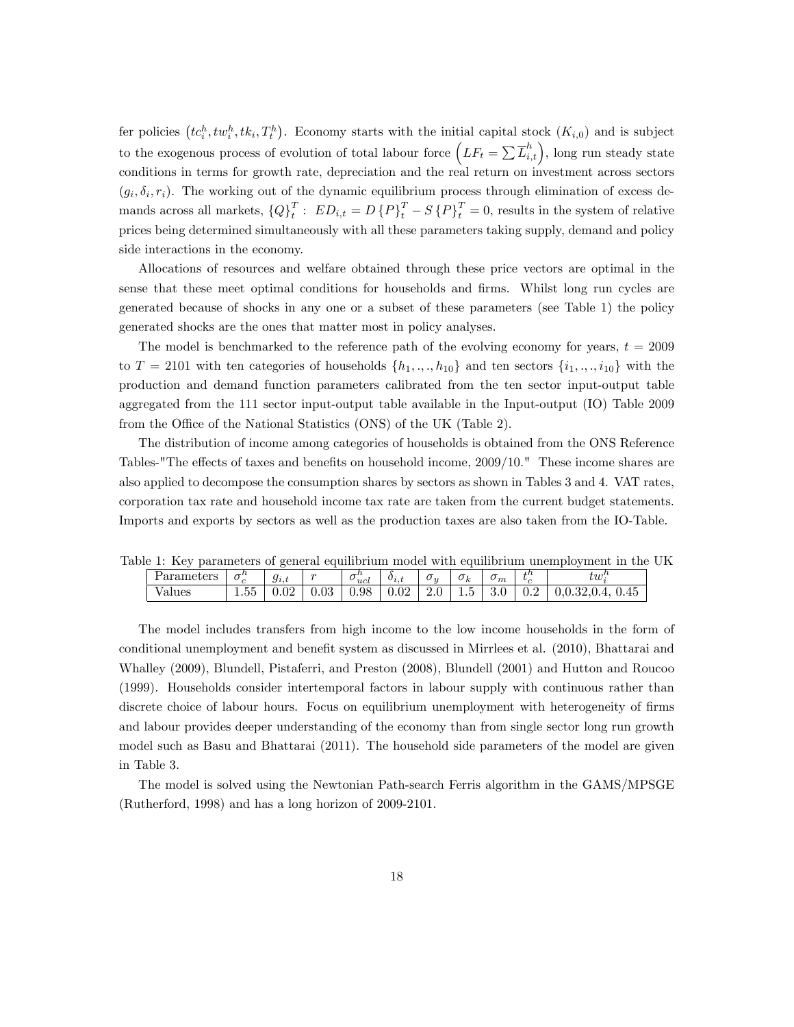fer policies $\left(tc_i^h, tw_i^h, tk_i, T_t^h\right)$. Economy starts with the initial capital stock $(K_{i,0})$ and is subject to the exogenous process of evolution of total labour force $\left(LF_t = \sum \overline{L}_{i,t}^h\right)$, long run steady state conditions in terms for growth rate, depreciation and the real return on investment across sectors $(g_i, \delta_i, r_i)$. The working out of the dynamic equilibrium process through elimination of excess demands across all markets, $\{Q\}_t^T: \ ED_{i,t} = D\{P\}_t^T - S\{P\}_t^T = 0$, results in the system of relative prices being determined simultaneously with all these parameters taking supply, demand and policy side interactions in the economy.

Allocations of resources and welfare obtained through these price vectors are optimal in the sense that these meet optimal conditions for households and firms. Whilst long run cycles are generated because of shocks in any one or a subset of these parameters (see Table 1) the policy generated shocks are the ones that matter most in policy analyses.

The model is benchmarked to the reference path of the evolving economy for years, $t = 2009$ to $T = 2101$ with ten categories of households $\{h_1, .., .., h_{10}\}$ and ten sectors $\{i_1, .., .., i_{10}\}$ with the production and demand function parameters calibrated from the ten sector input-output table aggregated from the 111 sector input-output table available in the Input-output (IO) Table 2009 from the Office of the National Statistics (ONS) of the UK (Table 2).

The distribution of income among categories of households is obtained from the ONS Reference Tables-"The effects of taxes and benefits on household income, 2009/10." These income shares are also applied to decompose the consumption shares by sectors as shown in Tables 3 and 4. VAT rates, corporation tax rate and household income tax rate are taken from the current budget statements. Imports and exports by sectors as well as the production taxes are also taken from the IO-Table.

Table 1: Key parameters of general equilibrium model with equilibrium unemployment in the UK

| Parameters | $\sigma_c^h$ | $g_{i,t}$ | $r$ | $\sigma_{ucl}^h$ | $\delta_{i,t}$ | $\sigma_y$ | $\sigma_k$ | $\sigma_m$ | $t_c^h$ | $tw_i^h$ |
|---|---|---|---|---|---|---|---|---|---|---|
| Values | 1.55 | 0.02 | 0.03 | 0.98 | 0.02 | 2.0 | 1.5 | 3.0 | 0.2 | 0,0.32,0.4, 0.45 |

The model includes transfers from high income to the low income households in the form of conditional unemployment and benefit system as discussed in Mirrlees et al. (2010), Bhattarai and Whalley (2009), Blundell, Pistaferri, and Preston (2008), Blundell (2001) and Hutton and Roucoo (1999). Households consider intertemporal factors in labour supply with continuous rather than discrete choice of labour hours. Focus on equilibrium unemployment with heterogeneity of firms and labour provides deeper understanding of the economy than from single sector long run growth model such as Basu and Bhattarai (2011). The household side parameters of the model are given in Table 3.

The model is solved using the Newtonian Path-search Ferris algorithm in the GAMS/MPSGE (Rutherford, 1998) and has a long horizon of 2009-2101.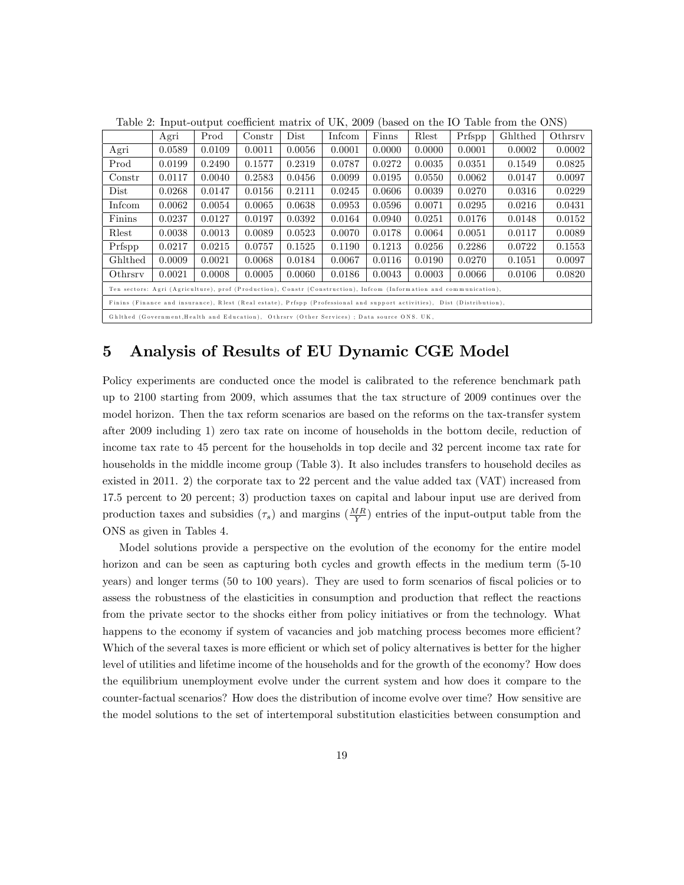Table 2: Input-output coefficient matrix of UK, 2009 (based on the IO Table from the ONS)

| | Agri | Prod | Constr | Dist | Infcom | Finns | Rlest | Prfspp | Ghlthed | Othrsrv |
|---|---|---|---|---|---|---|---|---|---|---|
| Agri | 0.0589 | 0.0109 | 0.0011 | 0.0056 | 0.0001 | 0.0000 | 0.0000 | 0.0001 | 0.0002 | 0.0002 |
| Prod | 0.0199 | 0.2490 | 0.1577 | 0.2319 | 0.0787 | 0.0272 | 0.0035 | 0.0351 | 0.1549 | 0.0825 |
| Constr | 0.0117 | 0.0040 | 0.2583 | 0.0456 | 0.0099 | 0.0195 | 0.0550 | 0.0062 | 0.0147 | 0.0097 |
| Dist | 0.0268 | 0.0147 | 0.0156 | 0.2111 | 0.0245 | 0.0606 | 0.0039 | 0.0270 | 0.0316 | 0.0229 |
| Infcom | 0.0062 | 0.0054 | 0.0065 | 0.0638 | 0.0953 | 0.0596 | 0.0071 | 0.0295 | 0.0216 | 0.0431 |
| Finins | 0.0237 | 0.0127 | 0.0197 | 0.0392 | 0.0164 | 0.0940 | 0.0251 | 0.0176 | 0.0148 | 0.0152 |
| Rlest | 0.0038 | 0.0013 | 0.0089 | 0.0523 | 0.0070 | 0.0178 | 0.0064 | 0.0051 | 0.0117 | 0.0089 |
| Prfspp | 0.0217 | 0.0215 | 0.0757 | 0.1525 | 0.1190 | 0.1213 | 0.0256 | 0.2286 | 0.0722 | 0.1553 |
| Ghlthed | 0.0009 | 0.0021 | 0.0068 | 0.0184 | 0.0067 | 0.0116 | 0.0190 | 0.0270 | 0.1051 | 0.0097 |
| Othrsrv | 0.0021 | 0.0008 | 0.0005 | 0.0060 | 0.0186 | 0.0043 | 0.0003 | 0.0066 | 0.0106 | 0.0820 |

Ten sectors: Agri (Agriculture), prof (Production), Constr (Construction), Infcom (Information and communication),
Finins (Finance and insurance), Rlest (Real estate), Prfspp (Professional and support activities), Dist (Distribution),
Ghlthed (Government,Health and Education), Othrsrv (Other Services) ; Data source ONS. UK,

## 5 Analysis of Results of EU Dynamic CGE Model

Policy experiments are conducted once the model is calibrated to the reference benchmark path up to 2100 starting from 2009, which assumes that the tax structure of 2009 continues over the model horizon. Then the tax reform scenarios are based on the reforms on the tax-transfer system after 2009 including 1) zero tax rate on income of households in the bottom decile, reduction of income tax rate to 45 percent for the households in top decile and 32 percent income tax rate for households in the middle income group (Table 3). It also includes transfers to household deciles as existed in 2011. 2) the corporate tax to 22 percent and the value added tax (VAT) increased from 17.5 percent to 20 percent; 3) production taxes on capital and labour input use are derived from production taxes and subsidies ($\tau_s$) and margins ($\frac{MR}{Y}$) entries of the input-output table from the ONS as given in Tables 4.

Model solutions provide a perspective on the evolution of the economy for the entire model horizon and can be seen as capturing both cycles and growth effects in the medium term (5-10 years) and longer terms (50 to 100 years). They are used to form scenarios of fiscal policies or to assess the robustness of the elasticities in consumption and production that reflect the reactions from the private sector to the shocks either from policy initiatives or from the technology. What happens to the economy if system of vacancies and job matching process becomes more efficient? Which of the several taxes is more efficient or which set of policy alternatives is better for the higher level of utilities and lifetime income of the households and for the growth of the economy? How does the equilibrium unemployment evolve under the current system and how does it compare to the counter-factual scenarios? How does the distribution of income evolve over time? How sensitive are the model solutions to the set of intertemporal substitution elasticities between consumption and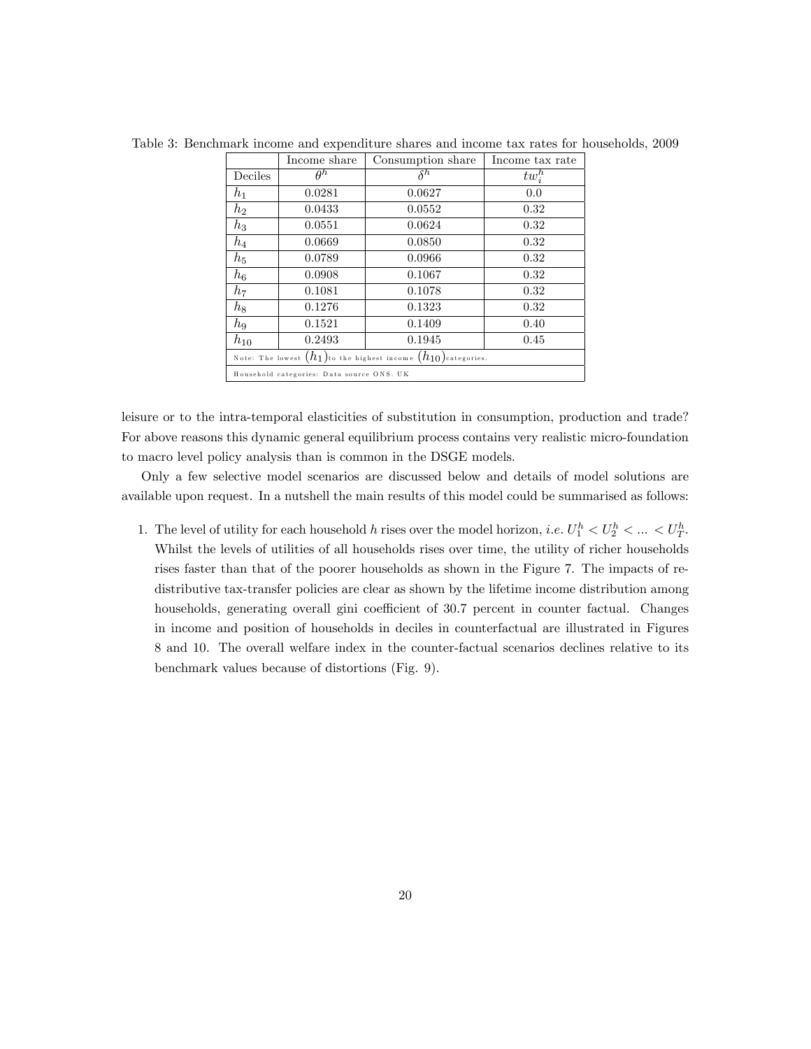Table 3: Benchmark income and expenditure shares and income tax rates for households, 2009

| | Income share | Consumption share | Income tax rate |
|---|---|---|---|
| Deciles | $\theta^h$ | $\delta^h$ | $tw_i^h$ |
| $h_1$ | 0.0281 | 0.0627 | 0.0 |
| $h_2$ | 0.0433 | 0.0552 | 0.32 |
| $h_3$ | 0.0551 | 0.0624 | 0.32 |
| $h_4$ | 0.0669 | 0.0850 | 0.32 |
| $h_5$ | 0.0789 | 0.0966 | 0.32 |
| $h_6$ | 0.0908 | 0.1067 | 0.32 |
| $h_7$ | 0.1081 | 0.1078 | 0.32 |
| $h_8$ | 0.1276 | 0.1323 | 0.32 |
| $h_9$ | 0.1521 | 0.1409 | 0.40 |
| $h_{10}$ | 0.2493 | 0.1945 | 0.45 |
| Note: The lowest $(h_1)$ to the highest income $(h_{10})$ categories. | | | |
| Household categories: Data source ONS. UK | | | |

leisure or to the intra-temporal elasticities of substitution in consumption, production and trade? For above reasons this dynamic general equilibrium process contains very realistic micro-foundation to macro level policy analysis than is common in the DSGE models.

Only a few selective model scenarios are discussed below and details of model solutions are available upon request. In a nutshell the main results of this model could be summarised as follows:

1. The level of utility for each household $h$ rises over the model horizon, *i.e.* $U_1^h < U_2^h < ... < U_T^h$. Whilst the levels of utilities of all households rises over time, the utility of richer households rises faster than that of the poorer households as shown in the Figure 7. The impacts of redistributive tax-transfer policies are clear as shown by the lifetime income distribution among households, generating overall gini coefficient of 30.7 percent in counter factual. Changes in income and position of households in deciles in counterfactual are illustrated in Figures 8 and 10. The overall welfare index in the counter-factual scenarios declines relative to its benchmark values because of distortions (Fig. 9).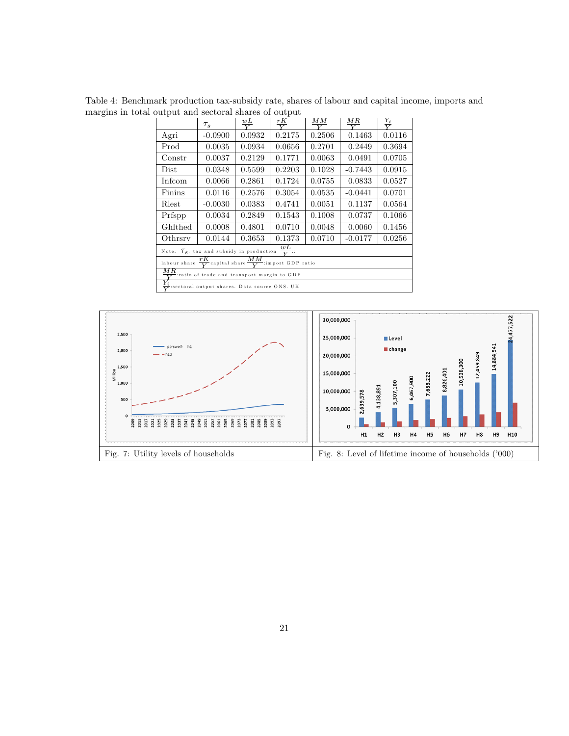Table 4: Benchmark production tax-subsidy rate, shares of labour and capital income, imports and margins in total output and sectoral shares of output

| | $\tau_s$ | $\frac{wL}{Y}$ | $\frac{rK}{Y}$ | $\frac{MM}{Y}$ | $\frac{MR}{Y}$ | $\frac{Y_i}{Y}$ |
|---|---|---|---|---|---|---|
| Agri | -0.0900 | 0.0932 | 0.2175 | 0.2506 | 0.1463 | 0.0116 |
| Prod | 0.0035 | 0.0934 | 0.0656 | 0.2701 | 0.2449 | 0.3694 |
| Constr | 0.0037 | 0.2129 | 0.1771 | 0.0063 | 0.0491 | 0.0705 |
| Dist | 0.0348 | 0.5599 | 0.2203 | 0.1028 | -0.7443 | 0.0915 |
| Infcom | 0.0066 | 0.2861 | 0.1724 | 0.0755 | 0.0833 | 0.0527 |
| Finins | 0.0116 | 0.2576 | 0.3054 | 0.0535 | -0.0441 | 0.0701 |
| Rlest | -0.0030 | 0.0383 | 0.4741 | 0.0051 | 0.1137 | 0.0564 |
| Prfspp | 0.0034 | 0.2849 | 0.1543 | 0.1008 | 0.0737 | 0.1066 |
| Ghlthed | 0.0008 | 0.4801 | 0.0710 | 0.0048 | 0.0060 | 0.1456 |
| Othrsrv | 0.0144 | 0.3653 | 0.1373 | 0.0710 | -0.0177 | 0.0256 |

Note: $\tau_s$: tax and subsidy in production $\frac{wL}{Y}$: labour share $\frac{rK}{Y}$ capital share $\frac{MM}{Y}$: import GDP ratio $\frac{MR}{Y}$: ratio of trade and transport margin to GDP $\frac{Y_i}{Y}$: sectoral output shares. Data source ONS. UK

Fig. 7: Utility levels of households

Fig. 8: Level of lifetime income of households ('000)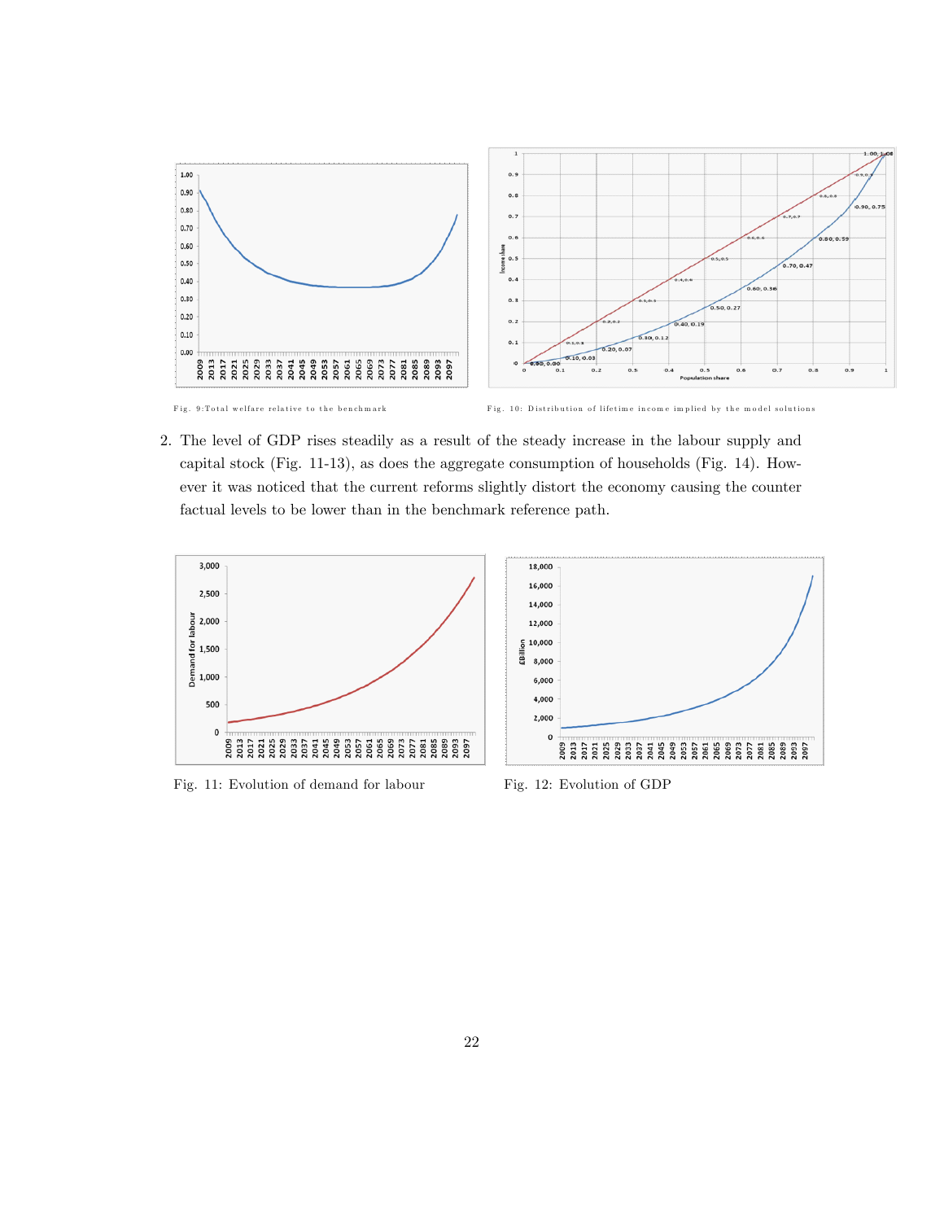Fig. 9: Total welfare relative to the benchmark

Fig. 10: Distribution of lifetime income implied by the model solutions

2. The level of GDP rises steadily as a result of the steady increase in the labour supply and capital stock (Fig. 11-13), as does the aggregate consumption of households (Fig. 14). However it was noticed that the current reforms slightly distort the economy causing the counter factual levels to be lower than in the benchmark reference path.

Fig. 11: Evolution of demand for labour

Fig. 12: Evolution of GDP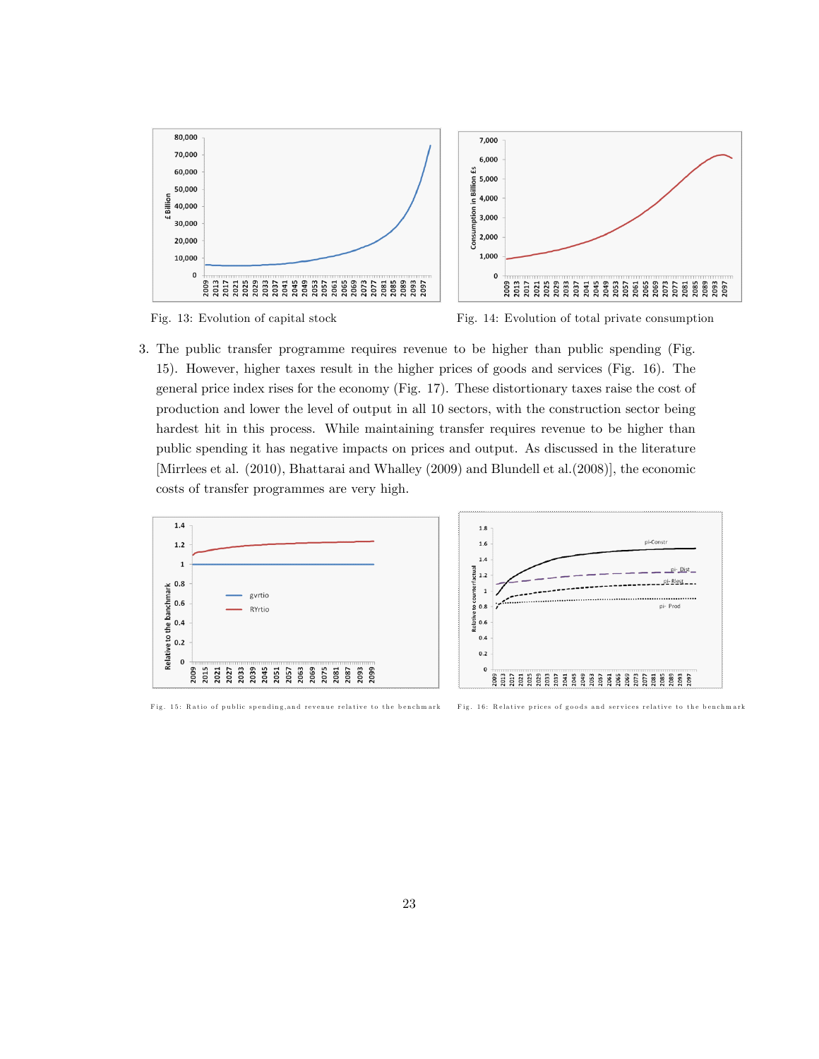Fig. 13: Evolution of capital stock

Fig. 14: Evolution of total private consumption

3. The public transfer programme requires revenue to be higher than public spending (Fig. 15). However, higher taxes result in the higher prices of goods and services (Fig. 16). The general price index rises for the economy (Fig. 17). These distortionary taxes raise the cost of production and lower the level of output in all 10 sectors, with the construction sector being hardest hit in this process. While maintaining transfer requires revenue to be higher than public spending it has negative impacts on prices and output. As discussed in the literature [Mirrlees et al. (2010), Bhattarai and Whalley (2009) and Blundell et al.(2008)], the economic costs of transfer programmes are very high.

Fig. 15: Ratio of public spending,and revenue relative to the benchmark

Fig. 16: Relative prices of goods and services relative to the benchmark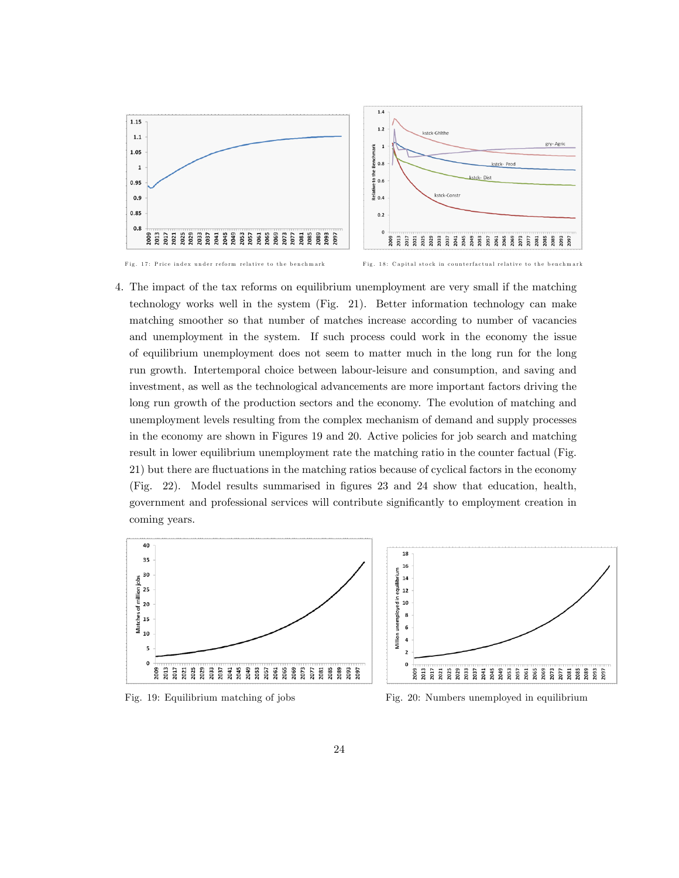Fig. 17: Price index under reform relative to the benchmark

Fig. 18: Capital stock in counterfactual relative to the benchmark

4. The impact of the tax reforms on equilibrium unemployment are very small if the matching technology works well in the system (Fig. 21). Better information technology can make matching smoother so that number of matches increase according to number of vacancies and unemployment in the system. If such process could work in the economy the issue of equilibrium unemployment does not seem to matter much in the long run for the long run growth. Intertemporal choice between labour-leisure and consumption, and saving and investment, as well as the technological advancements are more important factors driving the long run growth of the production sectors and the economy. The evolution of matching and unemployment levels resulting from the complex mechanism of demand and supply processes in the economy are shown in Figures 19 and 20. Active policies for job search and matching result in lower equilibrium unemployment rate the matching ratio in the counter factual (Fig. 21) but there are fluctuations in the matching ratios because of cyclical factors in the economy (Fig. 22). Model results summarised in figures 23 and 24 show that education, health, government and professional services will contribute significantly to employment creation in coming years.

Fig. 19: Equilibrium matching of jobs

Fig. 20: Numbers unemployed in equilibrium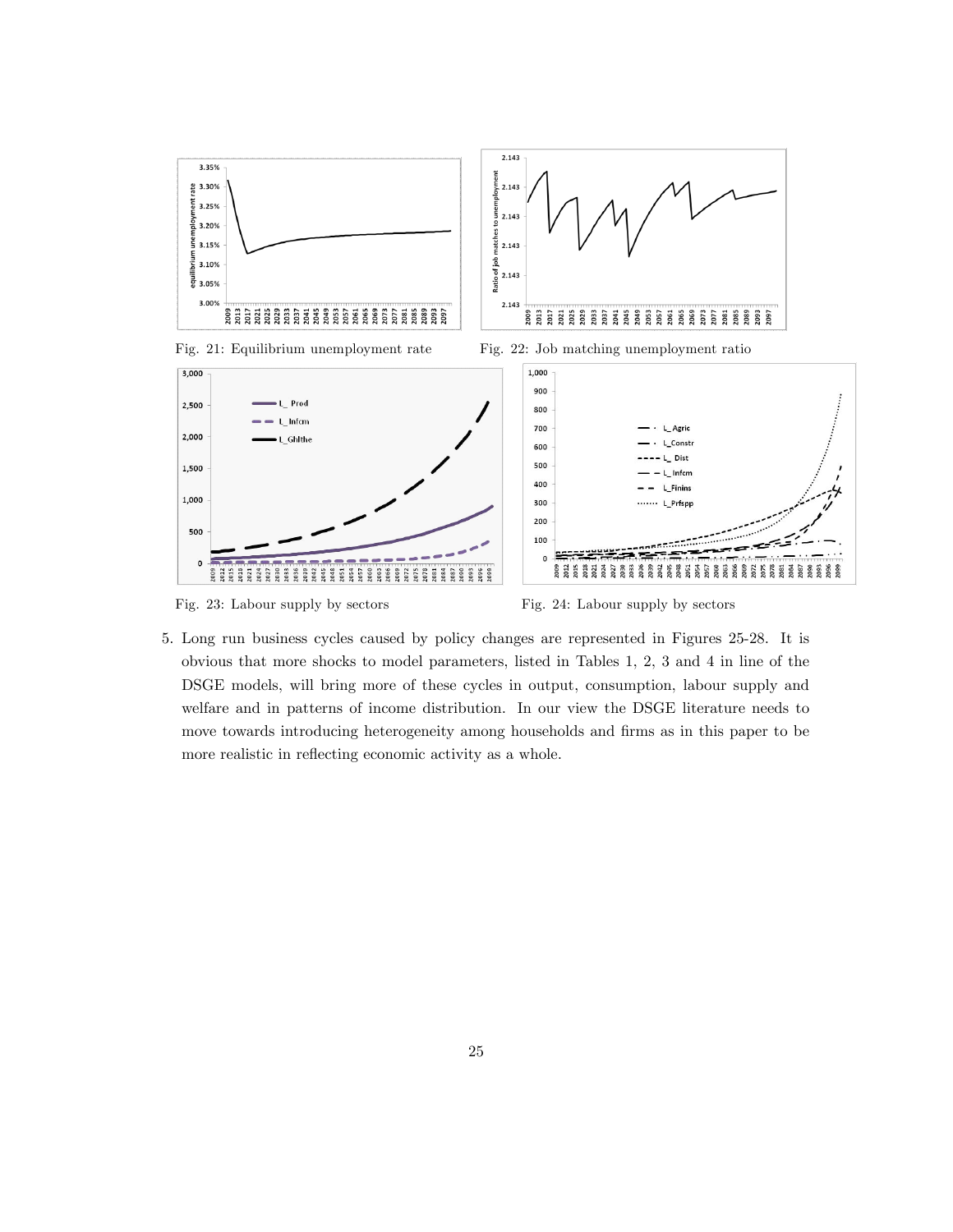Fig. 21: Equilibrium unemployment rate

Fig. 22: Job matching unemployment ratio

Fig. 23: Labour supply by sectors

Fig. 24: Labour supply by sectors

5. Long run business cycles caused by policy changes are represented in Figures 25-28. It is obvious that more shocks to model parameters, listed in Tables 1, 2, 3 and 4 in line of the DSGE models, will bring more of these cycles in output, consumption, labour supply and welfare and in patterns of income distribution. In our view the DSGE literature needs to move towards introducing heterogeneity among households and firms as in this paper to be more realistic in reflecting economic activity as a whole.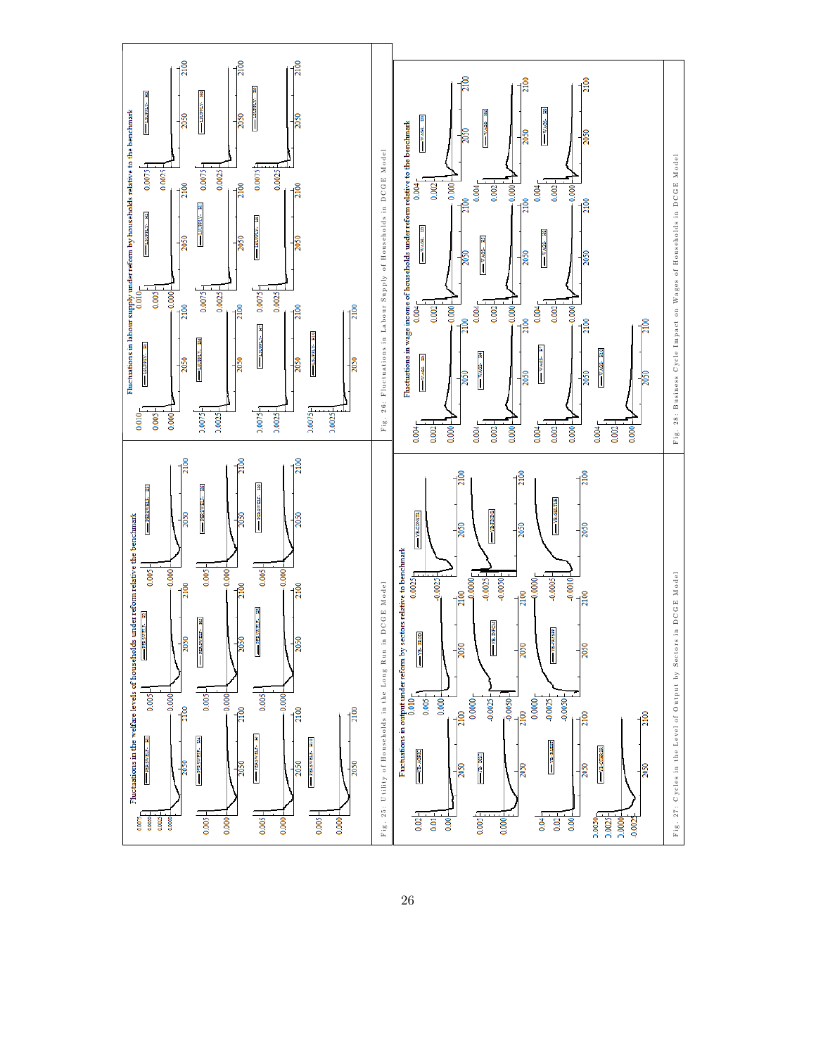Fluctuations in the welfare levels of households under reform relative the benchmark

Fig. 25: Utility of Households in the Long Run in DCGE Model

Fluctuations in labour supply under reform by households relative to the benchmark

Fig. 26: Fluctuations in Labour Supply of Households in DCGE Model

Fluctuations in output under reform by sectors relative to benchmark

Fig. 27: Cycles in the Level of Output by Sectors in DCGE Model

Fluctuations in wage income of households under reform relative to the benchmark

Fig. 28: Business Cycle Impact on Wages of Households in DCGE Model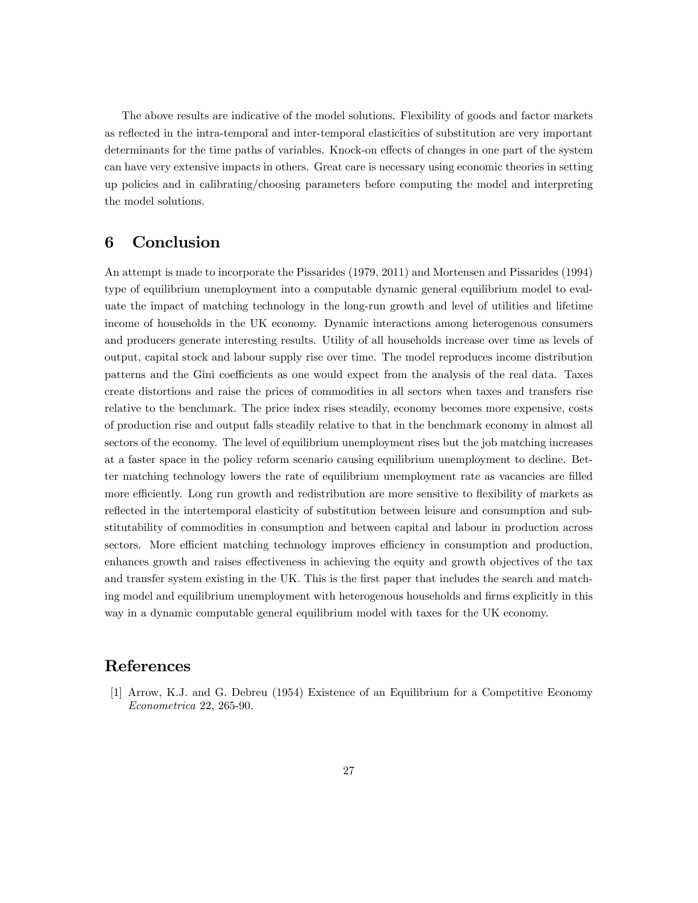The above results are indicative of the model solutions. Flexibility of goods and factor markets as reflected in the intra-temporal and inter-temporal elasticities of substitution are very important determinants for the time paths of variables. Knock-on effects of changes in one part of the system can have very extensive impacts in others. Great care is necessary using economic theories in setting up policies and in calibrating/choosing parameters before computing the model and interpreting the model solutions.

## 6 Conclusion

An attempt is made to incorporate the Pissarides (1979, 2011) and Mortensen and Pissarides (1994) type of equilibrium unemployment into a computable dynamic general equilibrium model to evaluate the impact of matching technology in the long-run growth and level of utilities and lifetime income of households in the UK economy. Dynamic interactions among heterogenous consumers and producers generate interesting results. Utility of all households increase over time as levels of output, capital stock and labour supply rise over time. The model reproduces income distribution patterns and the Gini coefficients as one would expect from the analysis of the real data. Taxes create distortions and raise the prices of commodities in all sectors when taxes and transfers rise relative to the benchmark. The price index rises steadily, economy becomes more expensive, costs of production rise and output falls steadily relative to that in the benchmark economy in almost all sectors of the economy. The level of equilibrium unemployment rises but the job matching increases at a faster space in the policy reform scenario causing equilibrium unemployment to decline. Better matching technology lowers the rate of equilibrium unemployment rate as vacancies are filled more efficiently. Long run growth and redistribution are more sensitive to flexibility of markets as reflected in the intertemporal elasticity of substitution between leisure and consumption and substitutability of commodities in consumption and between capital and labour in production across sectors. More efficient matching technology improves efficiency in consumption and production, enhances growth and raises effectiveness in achieving the equity and growth objectives of the tax and transfer system existing in the UK. This is the first paper that includes the search and matching model and equilibrium unemployment with heterogenous households and firms explicitly in this way in a dynamic computable general equilibrium model with taxes for the UK economy.

## References

[1] Arrow, K.J. and G. Debreu (1954) Existence of an Equilibrium for a Competitive Economy *Econometrica* 22, 265-90.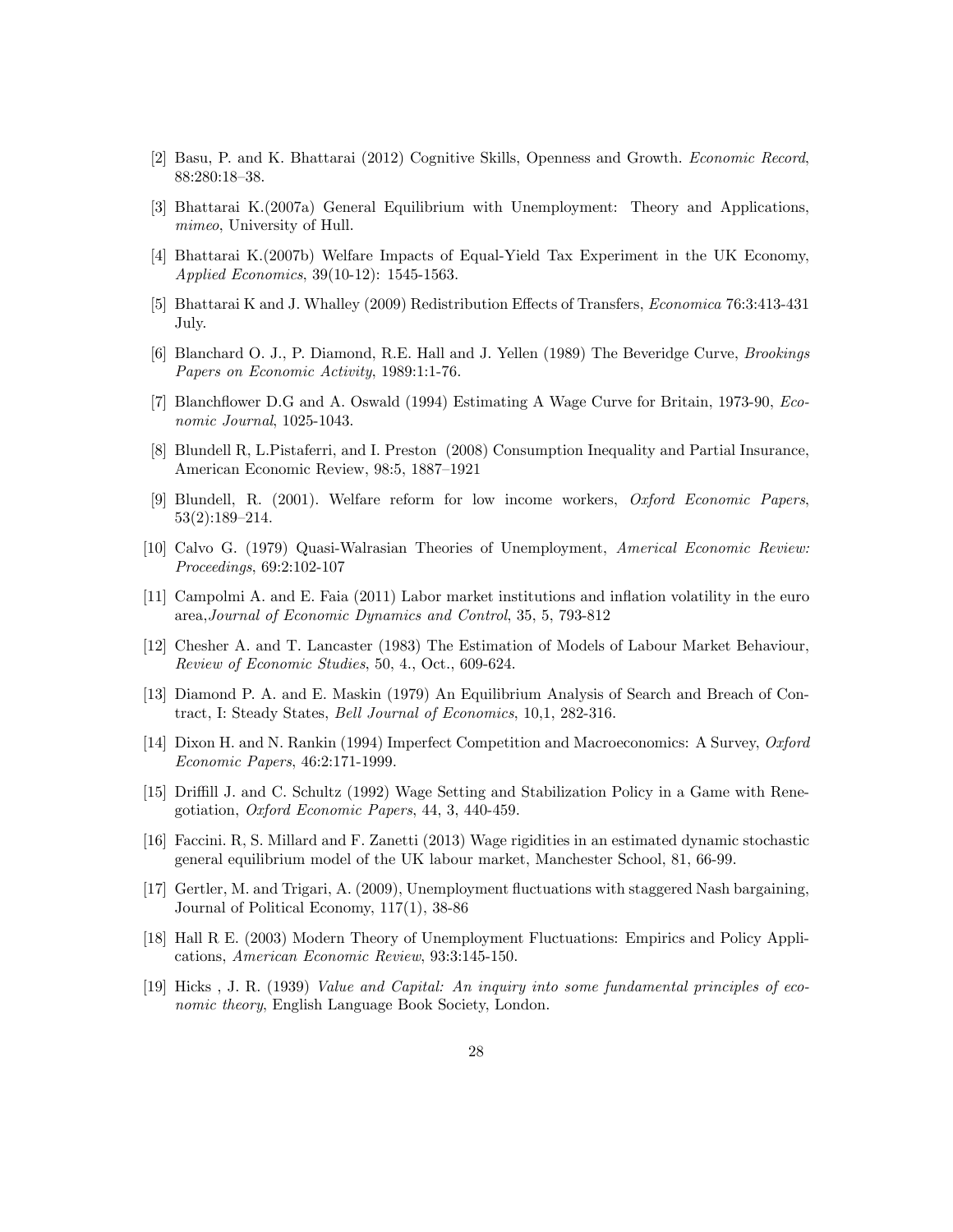[2] Basu, P. and K. Bhattarai (2012) Cognitive Skills, Openness and Growth. *Economic Record*, 88:280:18–38.

[3] Bhattarai K.(2007a) General Equilibrium with Unemployment: Theory and Applications, *mimeo*, University of Hull.

[4] Bhattarai K.(2007b) Welfare Impacts of Equal-Yield Tax Experiment in the UK Economy, *Applied Economics*, 39(10-12): 1545-1563.

[5] Bhattarai K and J. Whalley (2009) Redistribution Effects of Transfers, *Economica* 76:3:413-431 July.

[6] Blanchard O. J., P. Diamond, R.E. Hall and J. Yellen (1989) The Beveridge Curve, *Brookings Papers on Economic Activity*, 1989:1:1-76.

[7] Blanchflower D.G and A. Oswald (1994) Estimating A Wage Curve for Britain, 1973-90, *Economic Journal*, 1025-1043.

[8] Blundell R, L.Pistaferri, and I. Preston (2008) Consumption Inequality and Partial Insurance, American Economic Review, 98:5, 1887–1921

[9] Blundell, R. (2001). Welfare reform for low income workers, *Oxford Economic Papers*, 53(2):189–214.

[10] Calvo G. (1979) Quasi-Walrasian Theories of Unemployment, *Americal Economic Review: Proceedings*, 69:2:102-107

[11] Campolmi A. and E. Faia (2011) Labor market institutions and inflation volatility in the euro area,*Journal of Economic Dynamics and Control*, 35, 5, 793-812

[12] Chesher A. and T. Lancaster (1983) The Estimation of Models of Labour Market Behaviour, *Review of Economic Studies*, 50, 4., Oct., 609-624.

[13] Diamond P. A. and E. Maskin (1979) An Equilibrium Analysis of Search and Breach of Contract, I: Steady States, *Bell Journal of Economics*, 10,1, 282-316.

[14] Dixon H. and N. Rankin (1994) Imperfect Competition and Macroeconomics: A Survey, *Oxford Economic Papers*, 46:2:171-1999.

[15] Driffill J. and C. Schultz (1992) Wage Setting and Stabilization Policy in a Game with Renegotiation, *Oxford Economic Papers*, 44, 3, 440-459.

[16] Faccini. R, S. Millard and F. Zanetti (2013) Wage rigidities in an estimated dynamic stochastic general equilibrium model of the UK labour market, Manchester School, 81, 66-99.

[17] Gertler, M. and Trigari, A. (2009), Unemployment fluctuations with staggered Nash bargaining, Journal of Political Economy, 117(1), 38-86

[18] Hall R E. (2003) Modern Theory of Unemployment Fluctuations: Empirics and Policy Applications, *American Economic Review*, 93:3:145-150.

[19] Hicks , J. R. (1939) *Value and Capital: An inquiry into some fundamental principles of economic theory*, English Language Book Society, London.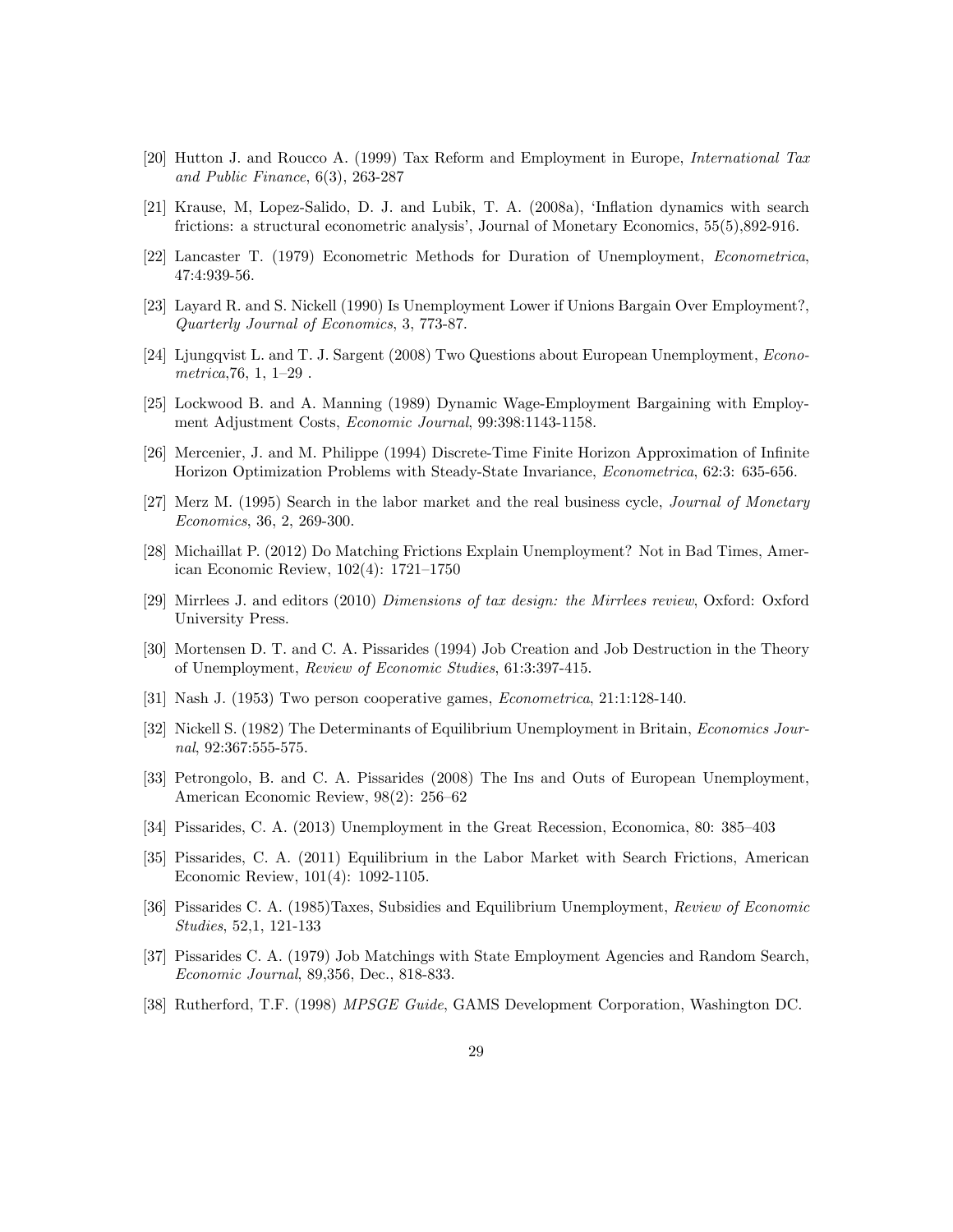[20] Hutton J. and Roucco A. (1999) Tax Reform and Employment in Europe, *International Tax and Public Finance*, 6(3), 263-287

[21] Krause, M, Lopez-Salido, D. J. and Lubik, T. A. (2008a), 'Inflation dynamics with search frictions: a structural econometric analysis', Journal of Monetary Economics, 55(5),892-916.

[22] Lancaster T. (1979) Econometric Methods for Duration of Unemployment, *Econometrica*, 47:4:939-56.

[23] Layard R. and S. Nickell (1990) Is Unemployment Lower if Unions Bargain Over Employment?, *Quarterly Journal of Economics*, 3, 773-87.

[24] Ljungqvist L. and T. J. Sargent (2008) Two Questions about European Unemployment, *Econometrica*,76, 1, 1–29 .

[25] Lockwood B. and A. Manning (1989) Dynamic Wage-Employment Bargaining with Employment Adjustment Costs, *Economic Journal*, 99:398:1143-1158.

[26] Mercenier, J. and M. Philippe (1994) Discrete-Time Finite Horizon Approximation of Infinite Horizon Optimization Problems with Steady-State Invariance, *Econometrica*, 62:3: 635-656.

[27] Merz M. (1995) Search in the labor market and the real business cycle, *Journal of Monetary Economics*, 36, 2, 269-300.

[28] Michaillat P. (2012) Do Matching Frictions Explain Unemployment? Not in Bad Times, American Economic Review, 102(4): 1721–1750

[29] Mirrlees J. and editors (2010) *Dimensions of tax design: the Mirrlees review*, Oxford: Oxford University Press.

[30] Mortensen D. T. and C. A. Pissarides (1994) Job Creation and Job Destruction in the Theory of Unemployment, *Review of Economic Studies*, 61:3:397-415.

[31] Nash J. (1953) Two person cooperative games, *Econometrica*, 21:1:128-140.

[32] Nickell S. (1982) The Determinants of Equilibrium Unemployment in Britain, *Economics Journal*, 92:367:555-575.

[33] Petrongolo, B. and C. A. Pissarides (2008) The Ins and Outs of European Unemployment, American Economic Review, 98(2): 256–62

[34] Pissarides, C. A. (2013) Unemployment in the Great Recession, Economica, 80: 385–403

[35] Pissarides, C. A. (2011) Equilibrium in the Labor Market with Search Frictions, American Economic Review, 101(4): 1092-1105.

[36] Pissarides C. A. (1985)Taxes, Subsidies and Equilibrium Unemployment, *Review of Economic Studies*, 52,1, 121-133

[37] Pissarides C. A. (1979) Job Matchings with State Employment Agencies and Random Search, *Economic Journal*, 89,356, Dec., 818-833.

[38] Rutherford, T.F. (1998) *MPSGE Guide*, GAMS Development Corporation, Washington DC.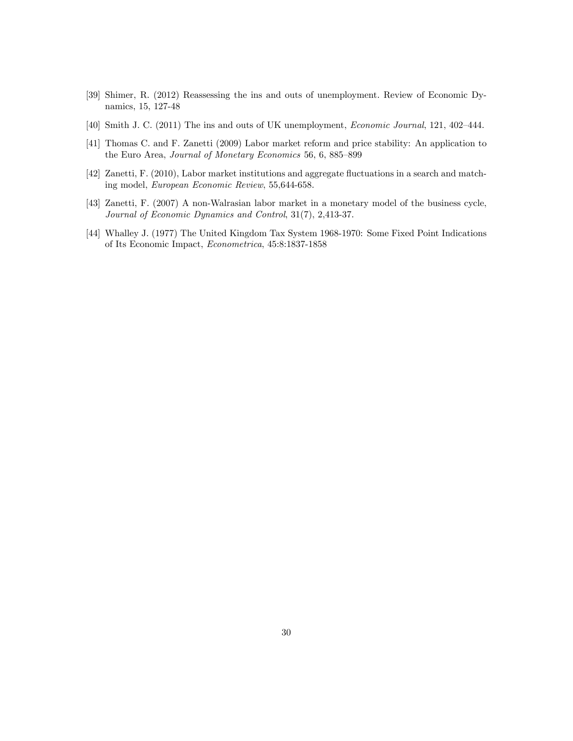[39] Shimer, R. (2012) Reassessing the ins and outs of unemployment. Review of Economic Dynamics, 15, 127-48

[40] Smith J. C. (2011) The ins and outs of UK unemployment, *Economic Journal*, 121, 402–444.

[41] Thomas C. and F. Zanetti (2009) Labor market reform and price stability: An application to the Euro Area, *Journal of Monetary Economics* 56, 6, 885–899

[42] Zanetti, F. (2010), Labor market institutions and aggregate fluctuations in a search and matching model, *European Economic Review*, 55,644-658.

[43] Zanetti, F. (2007) A non-Walrasian labor market in a monetary model of the business cycle, *Journal of Economic Dynamics and Control*, 31(7), 2,413-37.

[44] Whalley J. (1977) The United Kingdom Tax System 1968-1970: Some Fixed Point Indications of Its Economic Impact, *Econometrica*, 45:8:1837-1858